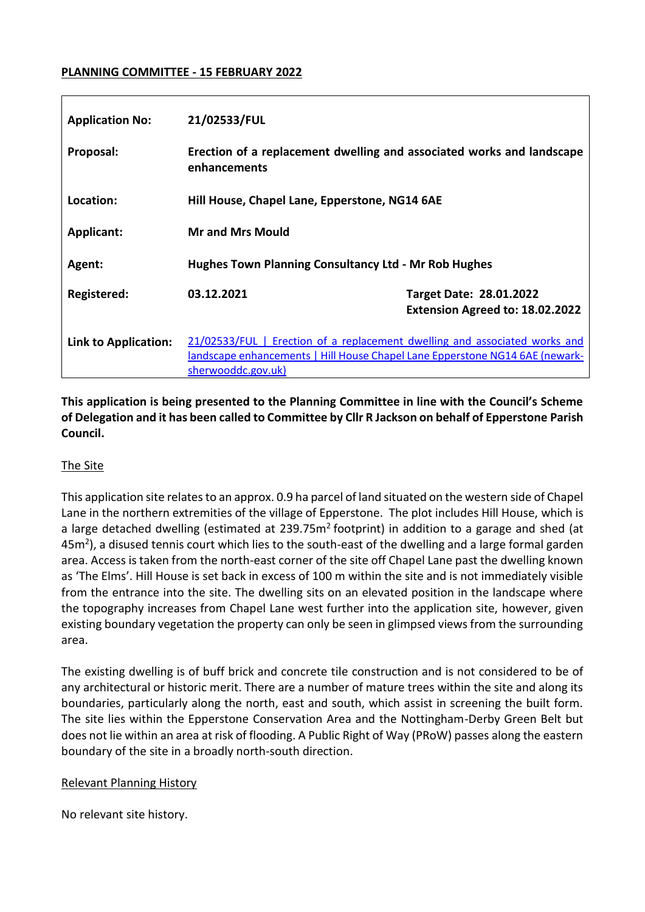**PLANNING COMMITTEE - 15 FEBRUARY 2022**

| | | |
|---|---|---|
| **Application No:** | **21/02533/FUL** | |
| **Proposal:** | **Erection of a replacement dwelling and associated works and landscape enhancements** | |
| **Location:** | **Hill House, Chapel Lane, Epperstone, NG14 6AE** | |
| **Applicant:** | **Mr and Mrs Mould** | |
| **Agent:** | **Hughes Town Planning Consultancy Ltd - Mr Rob Hughes** | |
| **Registered:** | **03.12.2021** | **Target Date: 28.01.2022** **Extension Agreed to: 18.02.2022** |
| **Link to Application:** | 21/02533/FUL \| Erection of a replacement dwelling and associated works and landscape enhancements \| Hill House Chapel Lane Epperstone NG14 6AE (newark-sherwooddc.gov.uk) | |

**This application is being presented to the Planning Committee in line with the Council's Scheme of Delegation and it has been called to Committee by Cllr R Jackson on behalf of Epperstone Parish Council.**

The Site

This application site relates to an approx. 0.9 ha parcel of land situated on the western side of Chapel Lane in the northern extremities of the village of Epperstone. The plot includes Hill House, which is a large detached dwelling (estimated at 239.75m$^2$ footprint) in addition to a garage and shed (at 45m$^2$), a disused tennis court which lies to the south-east of the dwelling and a large formal garden area. Access is taken from the north-east corner of the site off Chapel Lane past the dwelling known as 'The Elms'. Hill House is set back in excess of 100 m within the site and is not immediately visible from the entrance into the site. The dwelling sits on an elevated position in the landscape where the topography increases from Chapel Lane west further into the application site, however, given existing boundary vegetation the property can only be seen in glimpsed views from the surrounding area.

The existing dwelling is of buff brick and concrete tile construction and is not considered to be of any architectural or historic merit. There are a number of mature trees within the site and along its boundaries, particularly along the north, east and south, which assist in screening the built form. The site lies within the Epperstone Conservation Area and the Nottingham-Derby Green Belt but does not lie within an area at risk of flooding. A Public Right of Way (PRoW) passes along the eastern boundary of the site in a broadly north-south direction.

Relevant Planning History

No relevant site history.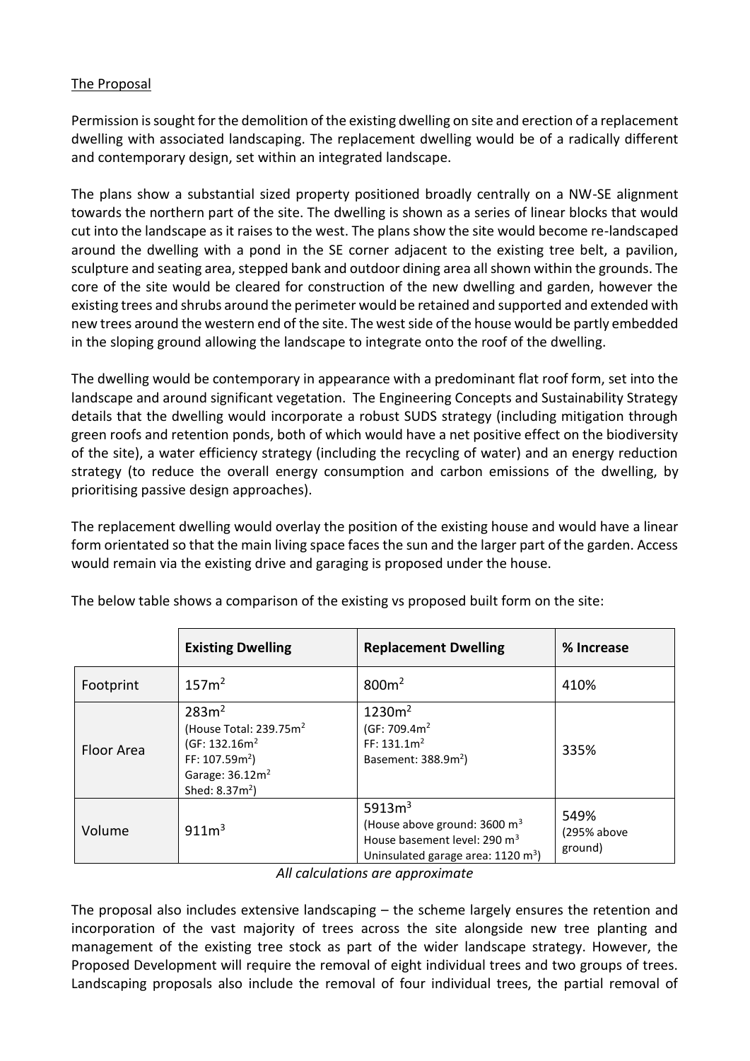The Proposal

Permission is sought for the demolition of the existing dwelling on site and erection of a replacement dwelling with associated landscaping. The replacement dwelling would be of a radically different and contemporary design, set within an integrated landscape.

The plans show a substantial sized property positioned broadly centrally on a NW-SE alignment towards the northern part of the site. The dwelling is shown as a series of linear blocks that would cut into the landscape as it raises to the west. The plans show the site would become re-landscaped around the dwelling with a pond in the SE corner adjacent to the existing tree belt, a pavilion, sculpture and seating area, stepped bank and outdoor dining area all shown within the grounds. The core of the site would be cleared for construction of the new dwelling and garden, however the existing trees and shrubs around the perimeter would be retained and supported and extended with new trees around the western end of the site. The west side of the house would be partly embedded in the sloping ground allowing the landscape to integrate onto the roof of the dwelling.

The dwelling would be contemporary in appearance with a predominant flat roof form, set into the landscape and around significant vegetation. The Engineering Concepts and Sustainability Strategy details that the dwelling would incorporate a robust SUDS strategy (including mitigation through green roofs and retention ponds, both of which would have a net positive effect on the biodiversity of the site), a water efficiency strategy (including the recycling of water) and an energy reduction strategy (to reduce the overall energy consumption and carbon emissions of the dwelling, by prioritising passive design approaches).

The replacement dwelling would overlay the position of the existing house and would have a linear form orientated so that the main living space faces the sun and the larger part of the garden. Access would remain via the existing drive and garaging is proposed under the house.

The below table shows a comparison of the existing vs proposed built form on the site:

| | Existing Dwelling | Replacement Dwelling | % Increase |
|---|---|---|---|
| Footprint | 157m$^2$ | 800m$^2$ | 410% |
| Floor Area | 283m$^2$ (House Total: 239.75m$^2$ (GF: 132.16m$^2$ FF: 107.59m$^2$) Garage: 36.12m$^2$ Shed: 8.37m$^2$) | 1230m$^2$ (GF: 709.4m$^2$ FF: 131.1m$^2$ Basement: 388.9m$^2$) | 335% |
| Volume | 911m$^3$ | 5913m$^3$ (House above ground: 3600 m$^3$ House basement level: 290 m$^3$ Uninsulated garage area: 1120 m$^3$) | 549% (295% above ground) |

*All calculations are approximate*

The proposal also includes extensive landscaping – the scheme largely ensures the retention and incorporation of the vast majority of trees across the site alongside new tree planting and management of the existing tree stock as part of the wider landscape strategy. However, the Proposed Development will require the removal of eight individual trees and two groups of trees. Landscaping proposals also include the removal of four individual trees, the partial removal of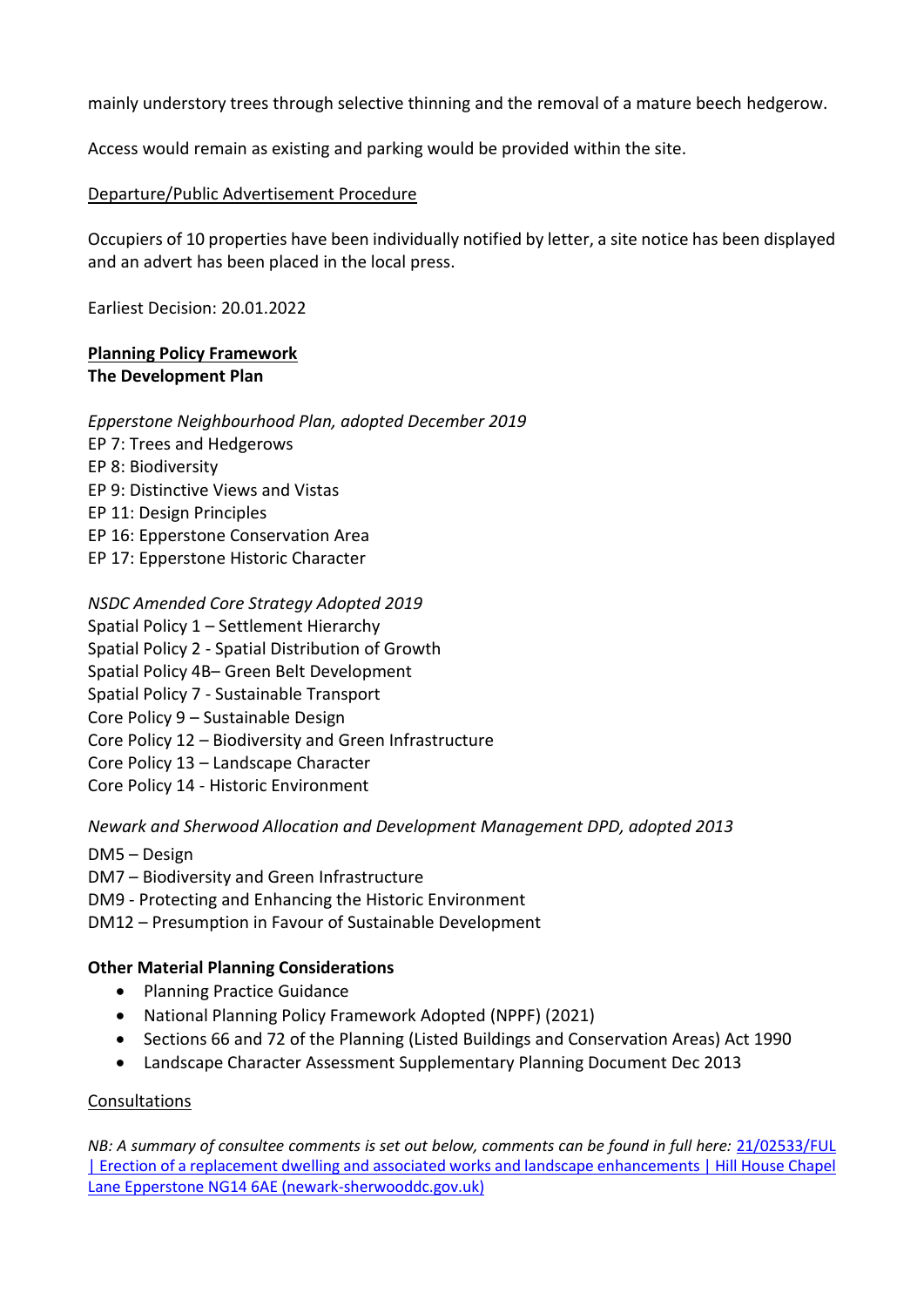mainly understory trees through selective thinning and the removal of a mature beech hedgerow.

Access would remain as existing and parking would be provided within the site.

Departure/Public Advertisement Procedure

Occupiers of 10 properties have been individually notified by letter, a site notice has been displayed and an advert has been placed in the local press.

Earliest Decision: 20.01.2022

**Planning Policy Framework**
**The Development Plan**

*Epperstone Neighbourhood Plan, adopted December 2019*
EP 7: Trees and Hedgerows
EP 8: Biodiversity
EP 9: Distinctive Views and Vistas
EP 11: Design Principles
EP 16: Epperstone Conservation Area
EP 17: Epperstone Historic Character

*NSDC Amended Core Strategy Adopted 2019*
Spatial Policy 1 – Settlement Hierarchy
Spatial Policy 2 - Spatial Distribution of Growth
Spatial Policy 4B– Green Belt Development
Spatial Policy 7 - Sustainable Transport
Core Policy 9 – Sustainable Design
Core Policy 12 – Biodiversity and Green Infrastructure
Core Policy 13 – Landscape Character
Core Policy 14 - Historic Environment

*Newark and Sherwood Allocation and Development Management DPD, adopted 2013*

DM5 – Design
DM7 – Biodiversity and Green Infrastructure
DM9 - Protecting and Enhancing the Historic Environment
DM12 – Presumption in Favour of Sustainable Development

**Other Material Planning Considerations**

- Planning Practice Guidance
- National Planning Policy Framework Adopted (NPPF) (2021)
- Sections 66 and 72 of the Planning (Listed Buildings and Conservation Areas) Act 1990
- Landscape Character Assessment Supplementary Planning Document Dec 2013

Consultations

*NB: A summary of consultee comments is set out below, comments can be found in full here:* 21/02533/FUL | Erection of a replacement dwelling and associated works and landscape enhancements | Hill House Chapel Lane Epperstone NG14 6AE (newark-sherwooddc.gov.uk)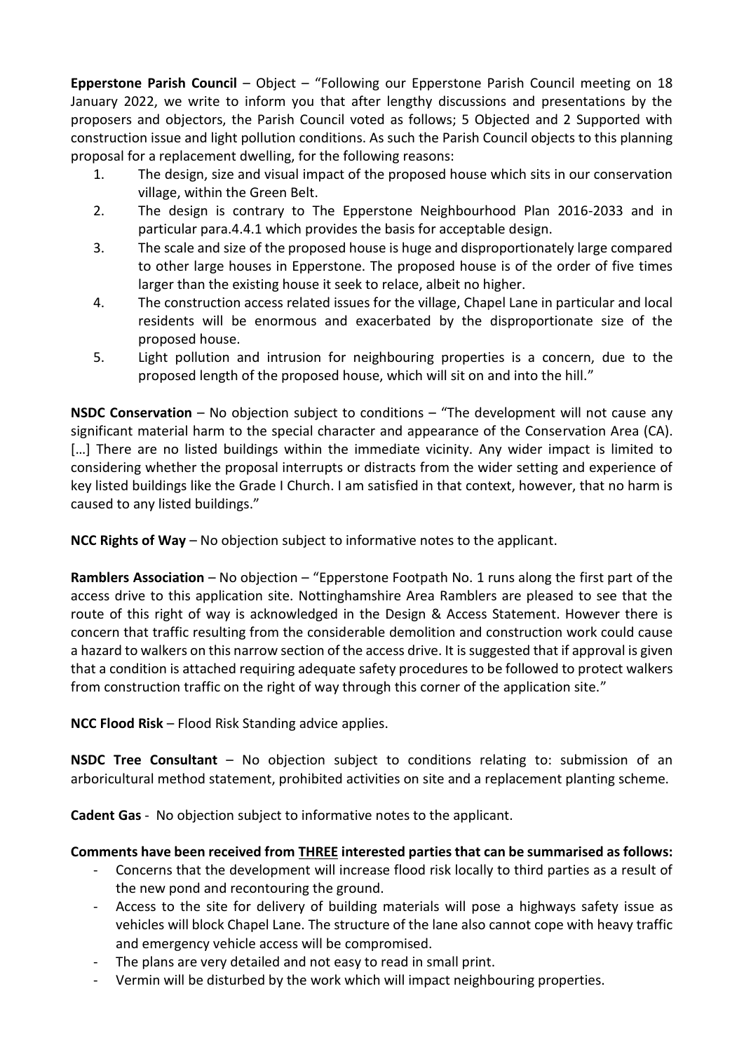**Epperstone Parish Council** – Object – "Following our Epperstone Parish Council meeting on 18 January 2022, we write to inform you that after lengthy discussions and presentations by the proposers and objectors, the Parish Council voted as follows; 5 Objected and 2 Supported with construction issue and light pollution conditions. As such the Parish Council objects to this planning proposal for a replacement dwelling, for the following reasons:

1. The design, size and visual impact of the proposed house which sits in our conservation village, within the Green Belt.
2. The design is contrary to The Epperstone Neighbourhood Plan 2016-2033 and in particular para.4.4.1 which provides the basis for acceptable design.
3. The scale and size of the proposed house is huge and disproportionately large compared to other large houses in Epperstone. The proposed house is of the order of five times larger than the existing house it seek to relace, albeit no higher.
4. The construction access related issues for the village, Chapel Lane in particular and local residents will be enormous and exacerbated by the disproportionate size of the proposed house.
5. Light pollution and intrusion for neighbouring properties is a concern, due to the proposed length of the proposed house, which will sit on and into the hill."

**NSDC Conservation** – No objection subject to conditions – "The development will not cause any significant material harm to the special character and appearance of the Conservation Area (CA). […] There are no listed buildings within the immediate vicinity. Any wider impact is limited to considering whether the proposal interrupts or distracts from the wider setting and experience of key listed buildings like the Grade I Church. I am satisfied in that context, however, that no harm is caused to any listed buildings."

**NCC Rights of Way** – No objection subject to informative notes to the applicant.

**Ramblers Association** – No objection – "Epperstone Footpath No. 1 runs along the first part of the access drive to this application site. Nottinghamshire Area Ramblers are pleased to see that the route of this right of way is acknowledged in the Design & Access Statement. However there is concern that traffic resulting from the considerable demolition and construction work could cause a hazard to walkers on this narrow section of the access drive. It is suggested that if approval is given that a condition is attached requiring adequate safety procedures to be followed to protect walkers from construction traffic on the right of way through this corner of the application site."

**NCC Flood Risk** – Flood Risk Standing advice applies.

**NSDC Tree Consultant** – No objection subject to conditions relating to: submission of an arboricultural method statement, prohibited activities on site and a replacement planting scheme.

**Cadent Gas** - No objection subject to informative notes to the applicant.

**Comments have been received from THREE interested parties that can be summarised as follows:**

- Concerns that the development will increase flood risk locally to third parties as a result of the new pond and recontouring the ground.
- Access to the site for delivery of building materials will pose a highways safety issue as vehicles will block Chapel Lane. The structure of the lane also cannot cope with heavy traffic and emergency vehicle access will be compromised.
- The plans are very detailed and not easy to read in small print.
- Vermin will be disturbed by the work which will impact neighbouring properties.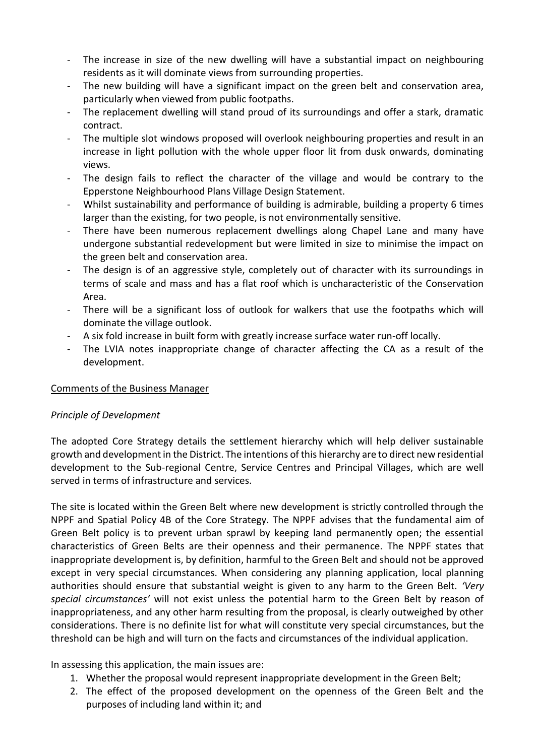- The increase in size of the new dwelling will have a substantial impact on neighbouring residents as it will dominate views from surrounding properties.
- The new building will have a significant impact on the green belt and conservation area, particularly when viewed from public footpaths.
- The replacement dwelling will stand proud of its surroundings and offer a stark, dramatic contract.
- The multiple slot windows proposed will overlook neighbouring properties and result in an increase in light pollution with the whole upper floor lit from dusk onwards, dominating views.
- The design fails to reflect the character of the village and would be contrary to the Epperstone Neighbourhood Plans Village Design Statement.
- Whilst sustainability and performance of building is admirable, building a property 6 times larger than the existing, for two people, is not environmentally sensitive.
- There have been numerous replacement dwellings along Chapel Lane and many have undergone substantial redevelopment but were limited in size to minimise the impact on the green belt and conservation area.
- The design is of an aggressive style, completely out of character with its surroundings in terms of scale and mass and has a flat roof which is uncharacteristic of the Conservation Area.
- There will be a significant loss of outlook for walkers that use the footpaths which will dominate the village outlook.
- A six fold increase in built form with greatly increase surface water run-off locally.
- The LVIA notes inappropriate change of character affecting the CA as a result of the development.

## Comments of the Business Manager

### *Principle of Development*

The adopted Core Strategy details the settlement hierarchy which will help deliver sustainable growth and development in the District. The intentions of this hierarchy are to direct new residential development to the Sub-regional Centre, Service Centres and Principal Villages, which are well served in terms of infrastructure and services.

The site is located within the Green Belt where new development is strictly controlled through the NPPF and Spatial Policy 4B of the Core Strategy. The NPPF advises that the fundamental aim of Green Belt policy is to prevent urban sprawl by keeping land permanently open; the essential characteristics of Green Belts are their openness and their permanence. The NPPF states that inappropriate development is, by definition, harmful to the Green Belt and should not be approved except in very special circumstances. When considering any planning application, local planning authorities should ensure that substantial weight is given to any harm to the Green Belt. *'Very special circumstances'* will not exist unless the potential harm to the Green Belt by reason of inappropriateness, and any other harm resulting from the proposal, is clearly outweighed by other considerations. There is no definite list for what will constitute very special circumstances, but the threshold can be high and will turn on the facts and circumstances of the individual application.

In assessing this application, the main issues are:

1. Whether the proposal would represent inappropriate development in the Green Belt;
2. The effect of the proposed development on the openness of the Green Belt and the purposes of including land within it; and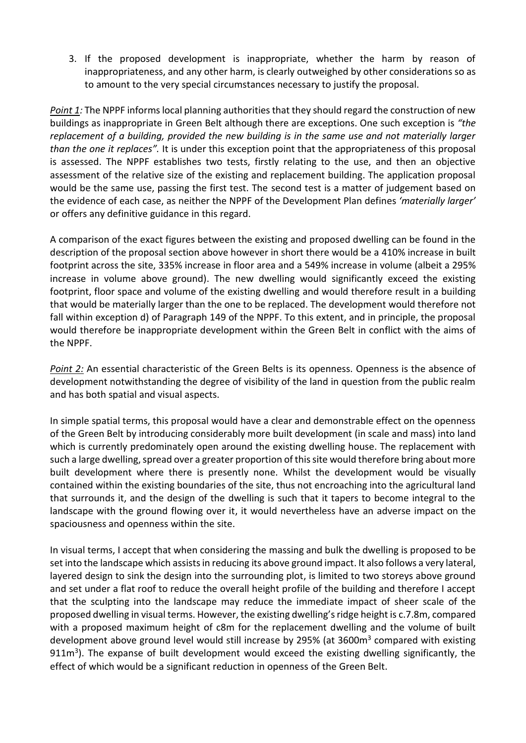3. If the proposed development is inappropriate, whether the harm by reason of inappropriateness, and any other harm, is clearly outweighed by other considerations so as to amount to the very special circumstances necessary to justify the proposal.

*Point 1:* The NPPF informs local planning authorities that they should regard the construction of new buildings as inappropriate in Green Belt although there are exceptions. One such exception is *"the replacement of a building, provided the new building is in the same use and not materially larger than the one it replaces".* It is under this exception point that the appropriateness of this proposal is assessed. The NPPF establishes two tests, firstly relating to the use, and then an objective assessment of the relative size of the existing and replacement building. The application proposal would be the same use, passing the first test. The second test is a matter of judgement based on the evidence of each case, as neither the NPPF of the Development Plan defines *'materially larger'* or offers any definitive guidance in this regard.

A comparison of the exact figures between the existing and proposed dwelling can be found in the description of the proposal section above however in short there would be a 410% increase in built footprint across the site, 335% increase in floor area and a 549% increase in volume (albeit a 295% increase in volume above ground). The new dwelling would significantly exceed the existing footprint, floor space and volume of the existing dwelling and would therefore result in a building that would be materially larger than the one to be replaced. The development would therefore not fall within exception d) of Paragraph 149 of the NPPF. To this extent, and in principle, the proposal would therefore be inappropriate development within the Green Belt in conflict with the aims of the NPPF.

*Point 2:* An essential characteristic of the Green Belts is its openness. Openness is the absence of development notwithstanding the degree of visibility of the land in question from the public realm and has both spatial and visual aspects.

In simple spatial terms, this proposal would have a clear and demonstrable effect on the openness of the Green Belt by introducing considerably more built development (in scale and mass) into land which is currently predominately open around the existing dwelling house. The replacement with such a large dwelling, spread over a greater proportion of this site would therefore bring about more built development where there is presently none. Whilst the development would be visually contained within the existing boundaries of the site, thus not encroaching into the agricultural land that surrounds it, and the design of the dwelling is such that it tapers to become integral to the landscape with the ground flowing over it, it would nevertheless have an adverse impact on the spaciousness and openness within the site.

In visual terms, I accept that when considering the massing and bulk the dwelling is proposed to be set into the landscape which assists in reducing its above ground impact. It also follows a very lateral, layered design to sink the design into the surrounding plot, is limited to two storeys above ground and set under a flat roof to reduce the overall height profile of the building and therefore I accept that the sculpting into the landscape may reduce the immediate impact of sheer scale of the proposed dwelling in visual terms. However, the existing dwelling's ridge height is c.7.8m, compared with a proposed maximum height of c8m for the replacement dwelling and the volume of built development above ground level would still increase by 295% (at 3600m$^3$ compared with existing 911m$^3$). The expanse of built development would exceed the existing dwelling significantly, the effect of which would be a significant reduction in openness of the Green Belt.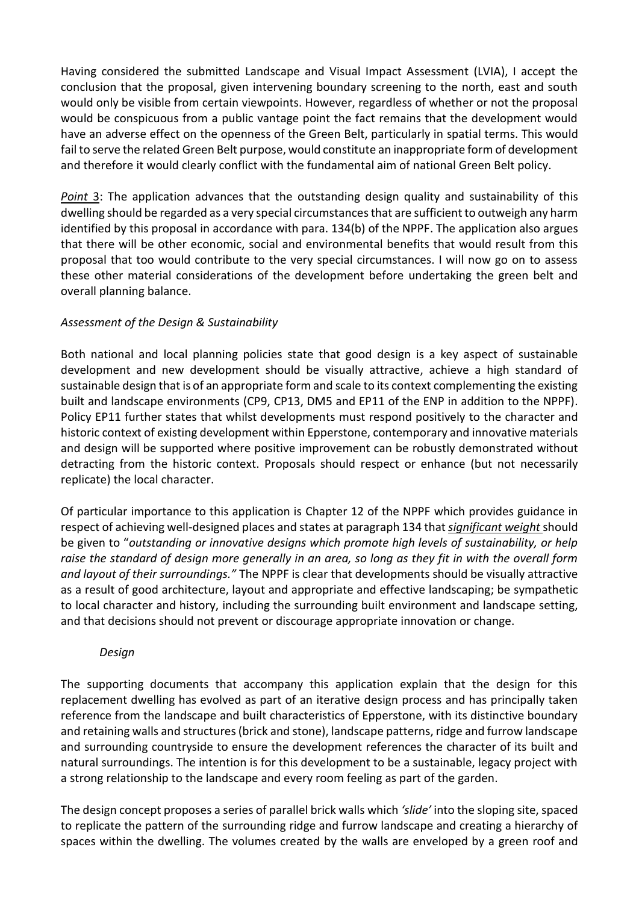Having considered the submitted Landscape and Visual Impact Assessment (LVIA), I accept the conclusion that the proposal, given intervening boundary screening to the north, east and south would only be visible from certain viewpoints. However, regardless of whether or not the proposal would be conspicuous from a public vantage point the fact remains that the development would have an adverse effect on the openness of the Green Belt, particularly in spatial terms. This would fail to serve the related Green Belt purpose, would constitute an inappropriate form of development and therefore it would clearly conflict with the fundamental aim of national Green Belt policy.

*<u>Point</u>* <u>3</u>: The application advances that the outstanding design quality and sustainability of this dwelling should be regarded as a very special circumstances that are sufficient to outweigh any harm identified by this proposal in accordance with para. 134(b) of the NPPF. The application also argues that there will be other economic, social and environmental benefits that would result from this proposal that too would contribute to the very special circumstances. I will now go on to assess these other material considerations of the development before undertaking the green belt and overall planning balance.

*Assessment of the Design & Sustainability*

Both national and local planning policies state that good design is a key aspect of sustainable development and new development should be visually attractive, achieve a high standard of sustainable design that is of an appropriate form and scale to its context complementing the existing built and landscape environments (CP9, CP13, DM5 and EP11 of the ENP in addition to the NPPF). Policy EP11 further states that whilst developments must respond positively to the character and historic context of existing development within Epperstone, contemporary and innovative materials and design will be supported where positive improvement can be robustly demonstrated without detracting from the historic context. Proposals should respect or enhance (but not necessarily replicate) the local character.

Of particular importance to this application is Chapter 12 of the NPPF which provides guidance in respect of achieving well-designed places and states at paragraph 134 that ***<u>significant weight</u>*** should be given to "*outstanding or innovative designs which promote high levels of sustainability, or help raise the standard of design more generally in an area, so long as they fit in with the overall form and layout of their surroundings."* The NPPF is clear that developments should be visually attractive as a result of good architecture, layout and appropriate and effective landscaping; be sympathetic to local character and history, including the surrounding built environment and landscape setting, and that decisions should not prevent or discourage appropriate innovation or change.

*Design*

The supporting documents that accompany this application explain that the design for this replacement dwelling has evolved as part of an iterative design process and has principally taken reference from the landscape and built characteristics of Epperstone, with its distinctive boundary and retaining walls and structures (brick and stone), landscape patterns, ridge and furrow landscape and surrounding countryside to ensure the development references the character of its built and natural surroundings. The intention is for this development to be a sustainable, legacy project with a strong relationship to the landscape and every room feeling as part of the garden.

The design concept proposes a series of parallel brick walls which *'slide'* into the sloping site, spaced to replicate the pattern of the surrounding ridge and furrow landscape and creating a hierarchy of spaces within the dwelling. The volumes created by the walls are enveloped by a green roof and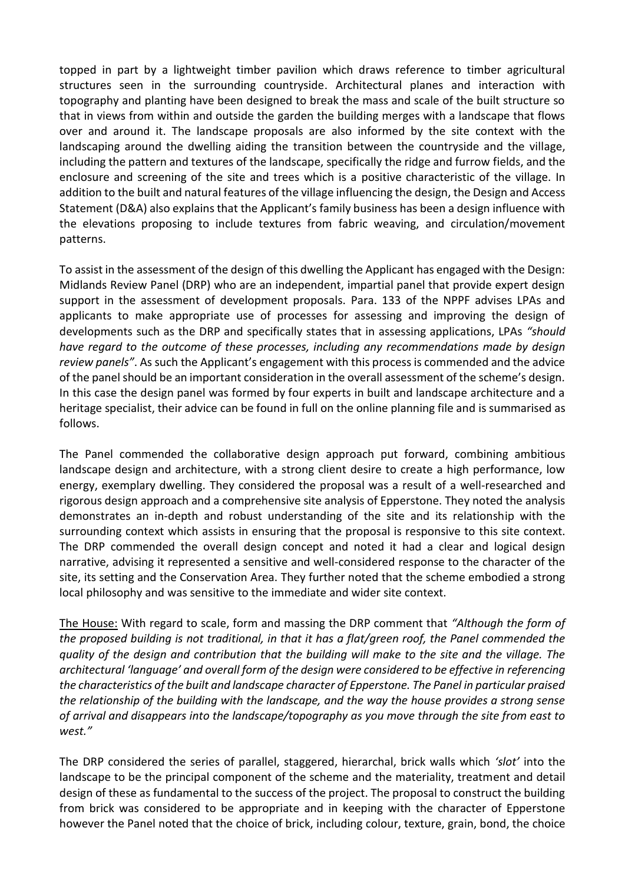topped in part by a lightweight timber pavilion which draws reference to timber agricultural structures seen in the surrounding countryside. Architectural planes and interaction with topography and planting have been designed to break the mass and scale of the built structure so that in views from within and outside the garden the building merges with a landscape that flows over and around it. The landscape proposals are also informed by the site context with the landscaping around the dwelling aiding the transition between the countryside and the village, including the pattern and textures of the landscape, specifically the ridge and furrow fields, and the enclosure and screening of the site and trees which is a positive characteristic of the village. In addition to the built and natural features of the village influencing the design, the Design and Access Statement (D&A) also explains that the Applicant's family business has been a design influence with the elevations proposing to include textures from fabric weaving, and circulation/movement patterns.

To assist in the assessment of the design of this dwelling the Applicant has engaged with the Design: Midlands Review Panel (DRP) who are an independent, impartial panel that provide expert design support in the assessment of development proposals. Para. 133 of the NPPF advises LPAs and applicants to make appropriate use of processes for assessing and improving the design of developments such as the DRP and specifically states that in assessing applications, LPAs *"should have regard to the outcome of these processes, including any recommendations made by design review panels"*. As such the Applicant's engagement with this process is commended and the advice of the panel should be an important consideration in the overall assessment of the scheme's design. In this case the design panel was formed by four experts in built and landscape architecture and a heritage specialist, their advice can be found in full on the online planning file and is summarised as follows.

The Panel commended the collaborative design approach put forward, combining ambitious landscape design and architecture, with a strong client desire to create a high performance, low energy, exemplary dwelling. They considered the proposal was a result of a well-researched and rigorous design approach and a comprehensive site analysis of Epperstone. They noted the analysis demonstrates an in-depth and robust understanding of the site and its relationship with the surrounding context which assists in ensuring that the proposal is responsive to this site context. The DRP commended the overall design concept and noted it had a clear and logical design narrative, advising it represented a sensitive and well-considered response to the character of the site, its setting and the Conservation Area. They further noted that the scheme embodied a strong local philosophy and was sensitive to the immediate and wider site context.

<u>The House:</u> With regard to scale, form and massing the DRP comment that *"Although the form of the proposed building is not traditional, in that it has a flat/green roof, the Panel commended the quality of the design and contribution that the building will make to the site and the village. The architectural 'language' and overall form of the design were considered to be effective in referencing the characteristics of the built and landscape character of Epperstone. The Panel in particular praised the relationship of the building with the landscape, and the way the house provides a strong sense of arrival and disappears into the landscape/topography as you move through the site from east to west."*

The DRP considered the series of parallel, staggered, hierarchal, brick walls which *'slot'* into the landscape to be the principal component of the scheme and the materiality, treatment and detail design of these as fundamental to the success of the project. The proposal to construct the building from brick was considered to be appropriate and in keeping with the character of Epperstone however the Panel noted that the choice of brick, including colour, texture, grain, bond, the choice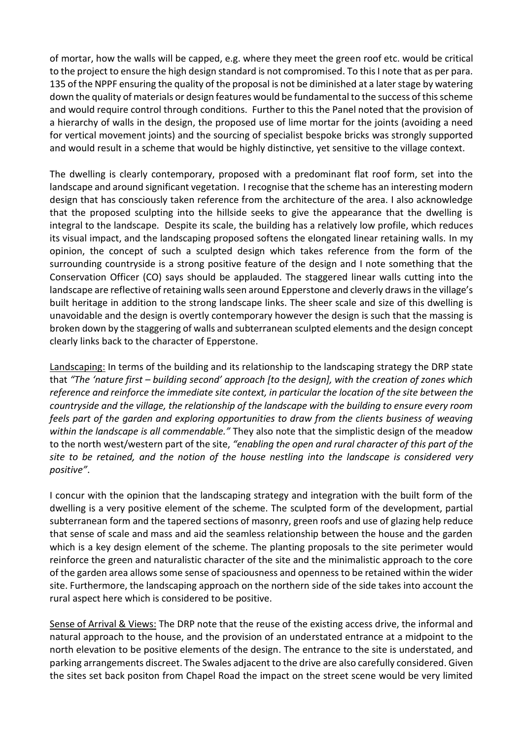of mortar, how the walls will be capped, e.g. where they meet the green roof etc. would be critical to the project to ensure the high design standard is not compromised. To this I note that as per para. 135 of the NPPF ensuring the quality of the proposal is not be diminished at a later stage by watering down the quality of materials or design features would be fundamental to the success of this scheme and would require control through conditions. Further to this the Panel noted that the provision of a hierarchy of walls in the design, the proposed use of lime mortar for the joints (avoiding a need for vertical movement joints) and the sourcing of specialist bespoke bricks was strongly supported and would result in a scheme that would be highly distinctive, yet sensitive to the village context.

The dwelling is clearly contemporary, proposed with a predominant flat roof form, set into the landscape and around significant vegetation. I recognise that the scheme has an interesting modern design that has consciously taken reference from the architecture of the area. I also acknowledge that the proposed sculpting into the hillside seeks to give the appearance that the dwelling is integral to the landscape. Despite its scale, the building has a relatively low profile, which reduces its visual impact, and the landscaping proposed softens the elongated linear retaining walls. In my opinion, the concept of such a sculpted design which takes reference from the form of the surrounding countryside is a strong positive feature of the design and I note something that the Conservation Officer (CO) says should be applauded. The staggered linear walls cutting into the landscape are reflective of retaining walls seen around Epperstone and cleverly draws in the village's built heritage in addition to the strong landscape links. The sheer scale and size of this dwelling is unavoidable and the design is overtly contemporary however the design is such that the massing is broken down by the staggering of walls and subterranean sculpted elements and the design concept clearly links back to the character of Epperstone.

<u>Landscaping:</u> In terms of the building and its relationship to the landscaping strategy the DRP state that *"The 'nature first – building second' approach [to the design], with the creation of zones which reference and reinforce the immediate site context, in particular the location of the site between the countryside and the village, the relationship of the landscape with the building to ensure every room feels part of the garden and exploring opportunities to draw from the clients business of weaving within the landscape is all commendable."* They also note that the simplistic design of the meadow to the north west/western part of the site, *"enabling the open and rural character of this part of the site to be retained, and the notion of the house nestling into the landscape is considered very positive"*.

I concur with the opinion that the landscaping strategy and integration with the built form of the dwelling is a very positive element of the scheme. The sculpted form of the development, partial subterranean form and the tapered sections of masonry, green roofs and use of glazing help reduce that sense of scale and mass and aid the seamless relationship between the house and the garden which is a key design element of the scheme. The planting proposals to the site perimeter would reinforce the green and naturalistic character of the site and the minimalistic approach to the core of the garden area allows some sense of spaciousness and openness to be retained within the wider site. Furthermore, the landscaping approach on the northern side of the side takes into account the rural aspect here which is considered to be positive.

<u>Sense of Arrival & Views:</u> The DRP note that the reuse of the existing access drive, the informal and natural approach to the house, and the provision of an understated entrance at a midpoint to the north elevation to be positive elements of the design. The entrance to the site is understated, and parking arrangements discreet. The Swales adjacent to the drive are also carefully considered. Given the sites set back positon from Chapel Road the impact on the street scene would be very limited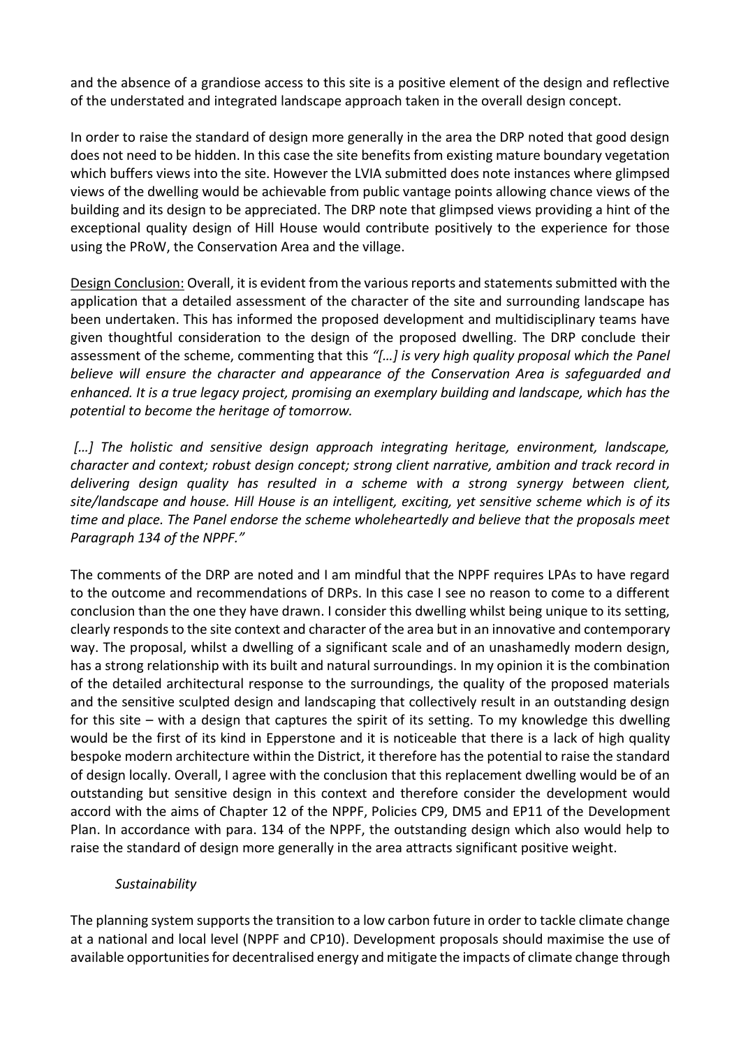and the absence of a grandiose access to this site is a positive element of the design and reflective of the understated and integrated landscape approach taken in the overall design concept.

In order to raise the standard of design more generally in the area the DRP noted that good design does not need to be hidden. In this case the site benefits from existing mature boundary vegetation which buffers views into the site. However the LVIA submitted does note instances where glimpsed views of the dwelling would be achievable from public vantage points allowing chance views of the building and its design to be appreciated. The DRP note that glimpsed views providing a hint of the exceptional quality design of Hill House would contribute positively to the experience for those using the PRoW, the Conservation Area and the village.

Design Conclusion: Overall, it is evident from the various reports and statements submitted with the application that a detailed assessment of the character of the site and surrounding landscape has been undertaken. This has informed the proposed development and multidisciplinary teams have given thoughtful consideration to the design of the proposed dwelling. The DRP conclude their assessment of the scheme, commenting that this *"[…] is very high quality proposal which the Panel believe will ensure the character and appearance of the Conservation Area is safeguarded and enhanced. It is a true legacy project, promising an exemplary building and landscape, which has the potential to become the heritage of tomorrow.*

*[…] The holistic and sensitive design approach integrating heritage, environment, landscape, character and context; robust design concept; strong client narrative, ambition and track record in delivering design quality has resulted in a scheme with a strong synergy between client, site/landscape and house. Hill House is an intelligent, exciting, yet sensitive scheme which is of its time and place. The Panel endorse the scheme wholeheartedly and believe that the proposals meet Paragraph 134 of the NPPF."*

The comments of the DRP are noted and I am mindful that the NPPF requires LPAs to have regard to the outcome and recommendations of DRPs. In this case I see no reason to come to a different conclusion than the one they have drawn. I consider this dwelling whilst being unique to its setting, clearly responds to the site context and character of the area but in an innovative and contemporary way. The proposal, whilst a dwelling of a significant scale and of an unashamedly modern design, has a strong relationship with its built and natural surroundings. In my opinion it is the combination of the detailed architectural response to the surroundings, the quality of the proposed materials and the sensitive sculpted design and landscaping that collectively result in an outstanding design for this site – with a design that captures the spirit of its setting. To my knowledge this dwelling would be the first of its kind in Epperstone and it is noticeable that there is a lack of high quality bespoke modern architecture within the District, it therefore has the potential to raise the standard of design locally. Overall, I agree with the conclusion that this replacement dwelling would be of an outstanding but sensitive design in this context and therefore consider the development would accord with the aims of Chapter 12 of the NPPF, Policies CP9, DM5 and EP11 of the Development Plan. In accordance with para. 134 of the NPPF, the outstanding design which also would help to raise the standard of design more generally in the area attracts significant positive weight.

*Sustainability*

The planning system supports the transition to a low carbon future in order to tackle climate change at a national and local level (NPPF and CP10). Development proposals should maximise the use of available opportunities for decentralised energy and mitigate the impacts of climate change through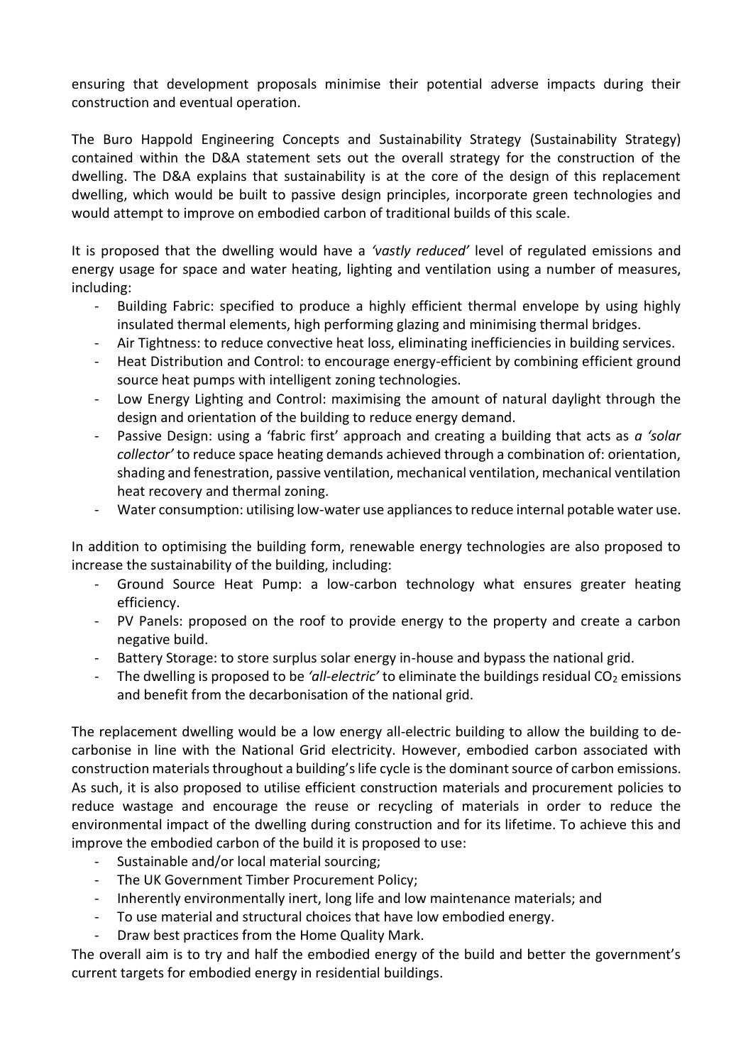ensuring that development proposals minimise their potential adverse impacts during their construction and eventual operation.

The Buro Happold Engineering Concepts and Sustainability Strategy (Sustainability Strategy) contained within the D&A statement sets out the overall strategy for the construction of the dwelling. The D&A explains that sustainability is at the core of the design of this replacement dwelling, which would be built to passive design principles, incorporate green technologies and would attempt to improve on embodied carbon of traditional builds of this scale.

It is proposed that the dwelling would have a *'vastly reduced'* level of regulated emissions and energy usage for space and water heating, lighting and ventilation using a number of measures, including:

- Building Fabric: specified to produce a highly efficient thermal envelope by using highly insulated thermal elements, high performing glazing and minimising thermal bridges.
- Air Tightness: to reduce convective heat loss, eliminating inefficiencies in building services.
- Heat Distribution and Control: to encourage energy-efficient by combining efficient ground source heat pumps with intelligent zoning technologies.
- Low Energy Lighting and Control: maximising the amount of natural daylight through the design and orientation of the building to reduce energy demand.
- Passive Design: using a 'fabric first' approach and creating a building that acts as *a 'solar collector'* to reduce space heating demands achieved through a combination of: orientation, shading and fenestration, passive ventilation, mechanical ventilation, mechanical ventilation heat recovery and thermal zoning.
- Water consumption: utilising low-water use appliances to reduce internal potable water use.

In addition to optimising the building form, renewable energy technologies are also proposed to increase the sustainability of the building, including:

- Ground Source Heat Pump: a low-carbon technology what ensures greater heating efficiency.
- PV Panels: proposed on the roof to provide energy to the property and create a carbon negative build.
- Battery Storage: to store surplus solar energy in-house and bypass the national grid.
- The dwelling is proposed to be *'all-electric'* to eliminate the buildings residual $CO_2$ emissions and benefit from the decarbonisation of the national grid.

The replacement dwelling would be a low energy all-electric building to allow the building to de-carbonise in line with the National Grid electricity. However, embodied carbon associated with construction materials throughout a building's life cycle is the dominant source of carbon emissions. As such, it is also proposed to utilise efficient construction materials and procurement policies to reduce wastage and encourage the reuse or recycling of materials in order to reduce the environmental impact of the dwelling during construction and for its lifetime. To achieve this and improve the embodied carbon of the build it is proposed to use:

- Sustainable and/or local material sourcing;
- The UK Government Timber Procurement Policy;
- Inherently environmentally inert, long life and low maintenance materials; and
- To use material and structural choices that have low embodied energy.
- Draw best practices from the Home Quality Mark.

The overall aim is to try and half the embodied energy of the build and better the government's current targets for embodied energy in residential buildings.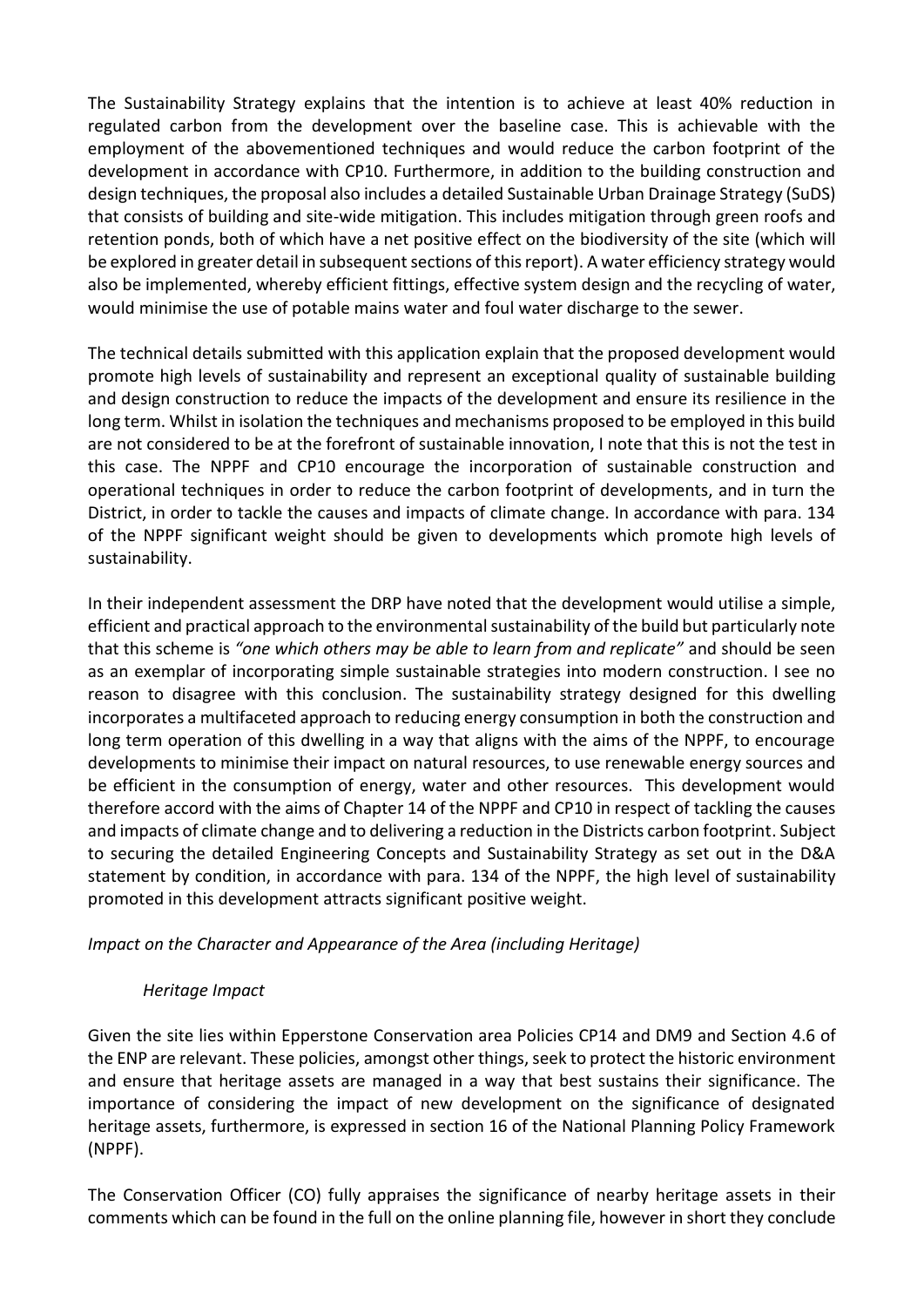The Sustainability Strategy explains that the intention is to achieve at least 40% reduction in regulated carbon from the development over the baseline case. This is achievable with the employment of the abovementioned techniques and would reduce the carbon footprint of the development in accordance with CP10. Furthermore, in addition to the building construction and design techniques, the proposal also includes a detailed Sustainable Urban Drainage Strategy (SuDS) that consists of building and site-wide mitigation. This includes mitigation through green roofs and retention ponds, both of which have a net positive effect on the biodiversity of the site (which will be explored in greater detail in subsequent sections of this report). A water efficiency strategy would also be implemented, whereby efficient fittings, effective system design and the recycling of water, would minimise the use of potable mains water and foul water discharge to the sewer.

The technical details submitted with this application explain that the proposed development would promote high levels of sustainability and represent an exceptional quality of sustainable building and design construction to reduce the impacts of the development and ensure its resilience in the long term. Whilst in isolation the techniques and mechanisms proposed to be employed in this build are not considered to be at the forefront of sustainable innovation, I note that this is not the test in this case. The NPPF and CP10 encourage the incorporation of sustainable construction and operational techniques in order to reduce the carbon footprint of developments, and in turn the District, in order to tackle the causes and impacts of climate change. In accordance with para. 134 of the NPPF significant weight should be given to developments which promote high levels of sustainability.

In their independent assessment the DRP have noted that the development would utilise a simple, efficient and practical approach to the environmental sustainability of the build but particularly note that this scheme is *"one which others may be able to learn from and replicate"* and should be seen as an exemplar of incorporating simple sustainable strategies into modern construction. I see no reason to disagree with this conclusion. The sustainability strategy designed for this dwelling incorporates a multifaceted approach to reducing energy consumption in both the construction and long term operation of this dwelling in a way that aligns with the aims of the NPPF, to encourage developments to minimise their impact on natural resources, to use renewable energy sources and be efficient in the consumption of energy, water and other resources. This development would therefore accord with the aims of Chapter 14 of the NPPF and CP10 in respect of tackling the causes and impacts of climate change and to delivering a reduction in the Districts carbon footprint. Subject to securing the detailed Engineering Concepts and Sustainability Strategy as set out in the D&A statement by condition, in accordance with para. 134 of the NPPF, the high level of sustainability promoted in this development attracts significant positive weight.

*Impact on the Character and Appearance of the Area (including Heritage)*

*Heritage Impact*

Given the site lies within Epperstone Conservation area Policies CP14 and DM9 and Section 4.6 of the ENP are relevant. These policies, amongst other things, seek to protect the historic environment and ensure that heritage assets are managed in a way that best sustains their significance. The importance of considering the impact of new development on the significance of designated heritage assets, furthermore, is expressed in section 16 of the National Planning Policy Framework (NPPF).

The Conservation Officer (CO) fully appraises the significance of nearby heritage assets in their comments which can be found in the full on the online planning file, however in short they conclude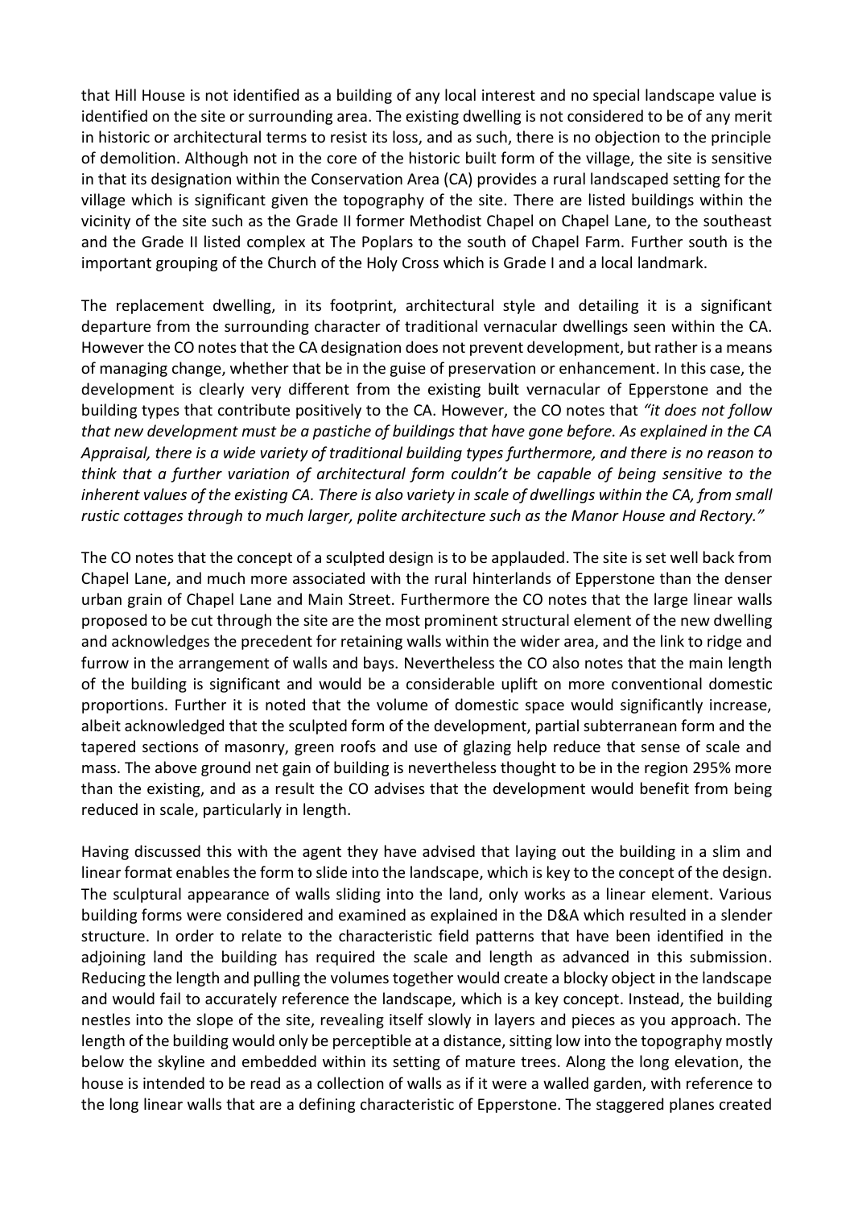that Hill House is not identified as a building of any local interest and no special landscape value is identified on the site or surrounding area. The existing dwelling is not considered to be of any merit in historic or architectural terms to resist its loss, and as such, there is no objection to the principle of demolition. Although not in the core of the historic built form of the village, the site is sensitive in that its designation within the Conservation Area (CA) provides a rural landscaped setting for the village which is significant given the topography of the site. There are listed buildings within the vicinity of the site such as the Grade II former Methodist Chapel on Chapel Lane, to the southeast and the Grade II listed complex at The Poplars to the south of Chapel Farm. Further south is the important grouping of the Church of the Holy Cross which is Grade I and a local landmark.

The replacement dwelling, in its footprint, architectural style and detailing it is a significant departure from the surrounding character of traditional vernacular dwellings seen within the CA. However the CO notes that the CA designation does not prevent development, but rather is a means of managing change, whether that be in the guise of preservation or enhancement. In this case, the development is clearly very different from the existing built vernacular of Epperstone and the building types that contribute positively to the CA. However, the CO notes that *"it does not follow that new development must be a pastiche of buildings that have gone before. As explained in the CA Appraisal, there is a wide variety of traditional building types furthermore, and there is no reason to think that a further variation of architectural form couldn't be capable of being sensitive to the inherent values of the existing CA. There is also variety in scale of dwellings within the CA, from small rustic cottages through to much larger, polite architecture such as the Manor House and Rectory."*

The CO notes that the concept of a sculpted design is to be applauded. The site is set well back from Chapel Lane, and much more associated with the rural hinterlands of Epperstone than the denser urban grain of Chapel Lane and Main Street. Furthermore the CO notes that the large linear walls proposed to be cut through the site are the most prominent structural element of the new dwelling and acknowledges the precedent for retaining walls within the wider area, and the link to ridge and furrow in the arrangement of walls and bays. Nevertheless the CO also notes that the main length of the building is significant and would be a considerable uplift on more conventional domestic proportions. Further it is noted that the volume of domestic space would significantly increase, albeit acknowledged that the sculpted form of the development, partial subterranean form and the tapered sections of masonry, green roofs and use of glazing help reduce that sense of scale and mass. The above ground net gain of building is nevertheless thought to be in the region 295% more than the existing, and as a result the CO advises that the development would benefit from being reduced in scale, particularly in length.

Having discussed this with the agent they have advised that laying out the building in a slim and linear format enables the form to slide into the landscape, which is key to the concept of the design. The sculptural appearance of walls sliding into the land, only works as a linear element. Various building forms were considered and examined as explained in the D&A which resulted in a slender structure. In order to relate to the characteristic field patterns that have been identified in the adjoining land the building has required the scale and length as advanced in this submission. Reducing the length and pulling the volumes together would create a blocky object in the landscape and would fail to accurately reference the landscape, which is a key concept. Instead, the building nestles into the slope of the site, revealing itself slowly in layers and pieces as you approach. The length of the building would only be perceptible at a distance, sitting low into the topography mostly below the skyline and embedded within its setting of mature trees. Along the long elevation, the house is intended to be read as a collection of walls as if it were a walled garden, with reference to the long linear walls that are a defining characteristic of Epperstone. The staggered planes created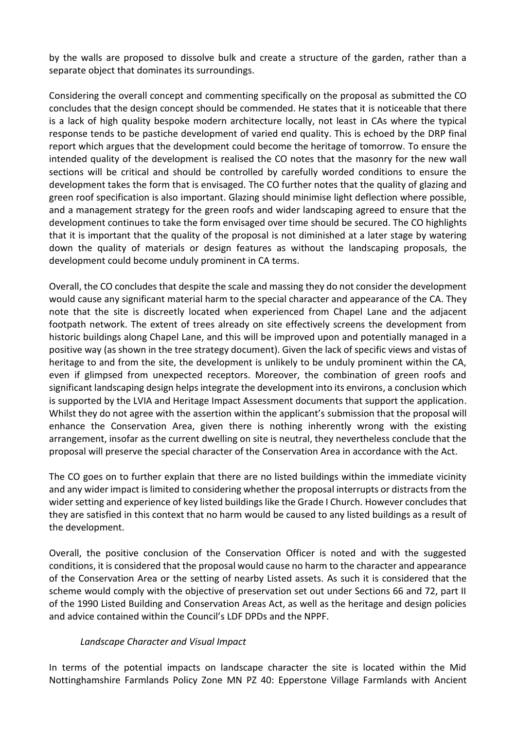by the walls are proposed to dissolve bulk and create a structure of the garden, rather than a separate object that dominates its surroundings.

Considering the overall concept and commenting specifically on the proposal as submitted the CO concludes that the design concept should be commended. He states that it is noticeable that there is a lack of high quality bespoke modern architecture locally, not least in CAs where the typical response tends to be pastiche development of varied end quality. This is echoed by the DRP final report which argues that the development could become the heritage of tomorrow. To ensure the intended quality of the development is realised the CO notes that the masonry for the new wall sections will be critical and should be controlled by carefully worded conditions to ensure the development takes the form that is envisaged. The CO further notes that the quality of glazing and green roof specification is also important. Glazing should minimise light deflection where possible, and a management strategy for the green roofs and wider landscaping agreed to ensure that the development continues to take the form envisaged over time should be secured. The CO highlights that it is important that the quality of the proposal is not diminished at a later stage by watering down the quality of materials or design features as without the landscaping proposals, the development could become unduly prominent in CA terms.

Overall, the CO concludes that despite the scale and massing they do not consider the development would cause any significant material harm to the special character and appearance of the CA. They note that the site is discreetly located when experienced from Chapel Lane and the adjacent footpath network. The extent of trees already on site effectively screens the development from historic buildings along Chapel Lane, and this will be improved upon and potentially managed in a positive way (as shown in the tree strategy document). Given the lack of specific views and vistas of heritage to and from the site, the development is unlikely to be unduly prominent within the CA, even if glimpsed from unexpected receptors. Moreover, the combination of green roofs and significant landscaping design helps integrate the development into its environs, a conclusion which is supported by the LVIA and Heritage Impact Assessment documents that support the application. Whilst they do not agree with the assertion within the applicant's submission that the proposal will enhance the Conservation Area, given there is nothing inherently wrong with the existing arrangement, insofar as the current dwelling on site is neutral, they nevertheless conclude that the proposal will preserve the special character of the Conservation Area in accordance with the Act.

The CO goes on to further explain that there are no listed buildings within the immediate vicinity and any wider impact is limited to considering whether the proposal interrupts or distracts from the wider setting and experience of key listed buildings like the Grade I Church. However concludes that they are satisfied in this context that no harm would be caused to any listed buildings as a result of the development.

Overall, the positive conclusion of the Conservation Officer is noted and with the suggested conditions, it is considered that the proposal would cause no harm to the character and appearance of the Conservation Area or the setting of nearby Listed assets. As such it is considered that the scheme would comply with the objective of preservation set out under Sections 66 and 72, part II of the 1990 Listed Building and Conservation Areas Act, as well as the heritage and design policies and advice contained within the Council's LDF DPDs and the NPPF.

*Landscape Character and Visual Impact*

In terms of the potential impacts on landscape character the site is located within the Mid Nottinghamshire Farmlands Policy Zone MN PZ 40: Epperstone Village Farmlands with Ancient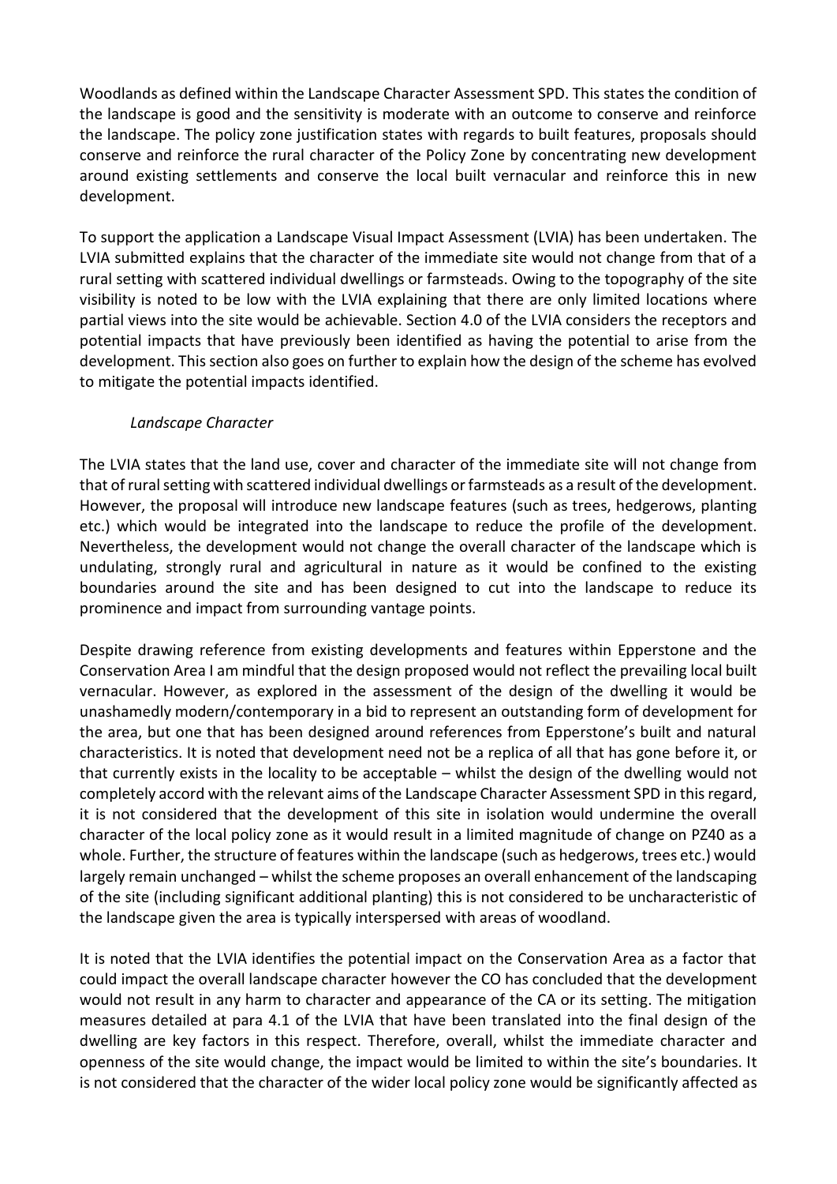Woodlands as defined within the Landscape Character Assessment SPD. This states the condition of the landscape is good and the sensitivity is moderate with an outcome to conserve and reinforce the landscape. The policy zone justification states with regards to built features, proposals should conserve and reinforce the rural character of the Policy Zone by concentrating new development around existing settlements and conserve the local built vernacular and reinforce this in new development.

To support the application a Landscape Visual Impact Assessment (LVIA) has been undertaken. The LVIA submitted explains that the character of the immediate site would not change from that of a rural setting with scattered individual dwellings or farmsteads. Owing to the topography of the site visibility is noted to be low with the LVIA explaining that there are only limited locations where partial views into the site would be achievable. Section 4.0 of the LVIA considers the receptors and potential impacts that have previously been identified as having the potential to arise from the development. This section also goes on further to explain how the design of the scheme has evolved to mitigate the potential impacts identified.

*Landscape Character*

The LVIA states that the land use, cover and character of the immediate site will not change from that of rural setting with scattered individual dwellings or farmsteads as a result of the development. However, the proposal will introduce new landscape features (such as trees, hedgerows, planting etc.) which would be integrated into the landscape to reduce the profile of the development. Nevertheless, the development would not change the overall character of the landscape which is undulating, strongly rural and agricultural in nature as it would be confined to the existing boundaries around the site and has been designed to cut into the landscape to reduce its prominence and impact from surrounding vantage points.

Despite drawing reference from existing developments and features within Epperstone and the Conservation Area I am mindful that the design proposed would not reflect the prevailing local built vernacular. However, as explored in the assessment of the design of the dwelling it would be unashamedly modern/contemporary in a bid to represent an outstanding form of development for the area, but one that has been designed around references from Epperstone's built and natural characteristics. It is noted that development need not be a replica of all that has gone before it, or that currently exists in the locality to be acceptable – whilst the design of the dwelling would not completely accord with the relevant aims of the Landscape Character Assessment SPD in this regard, it is not considered that the development of this site in isolation would undermine the overall character of the local policy zone as it would result in a limited magnitude of change on PZ40 as a whole. Further, the structure of features within the landscape (such as hedgerows, trees etc.) would largely remain unchanged – whilst the scheme proposes an overall enhancement of the landscaping of the site (including significant additional planting) this is not considered to be uncharacteristic of the landscape given the area is typically interspersed with areas of woodland.

It is noted that the LVIA identifies the potential impact on the Conservation Area as a factor that could impact the overall landscape character however the CO has concluded that the development would not result in any harm to character and appearance of the CA or its setting. The mitigation measures detailed at para 4.1 of the LVIA that have been translated into the final design of the dwelling are key factors in this respect. Therefore, overall, whilst the immediate character and openness of the site would change, the impact would be limited to within the site's boundaries. It is not considered that the character of the wider local policy zone would be significantly affected as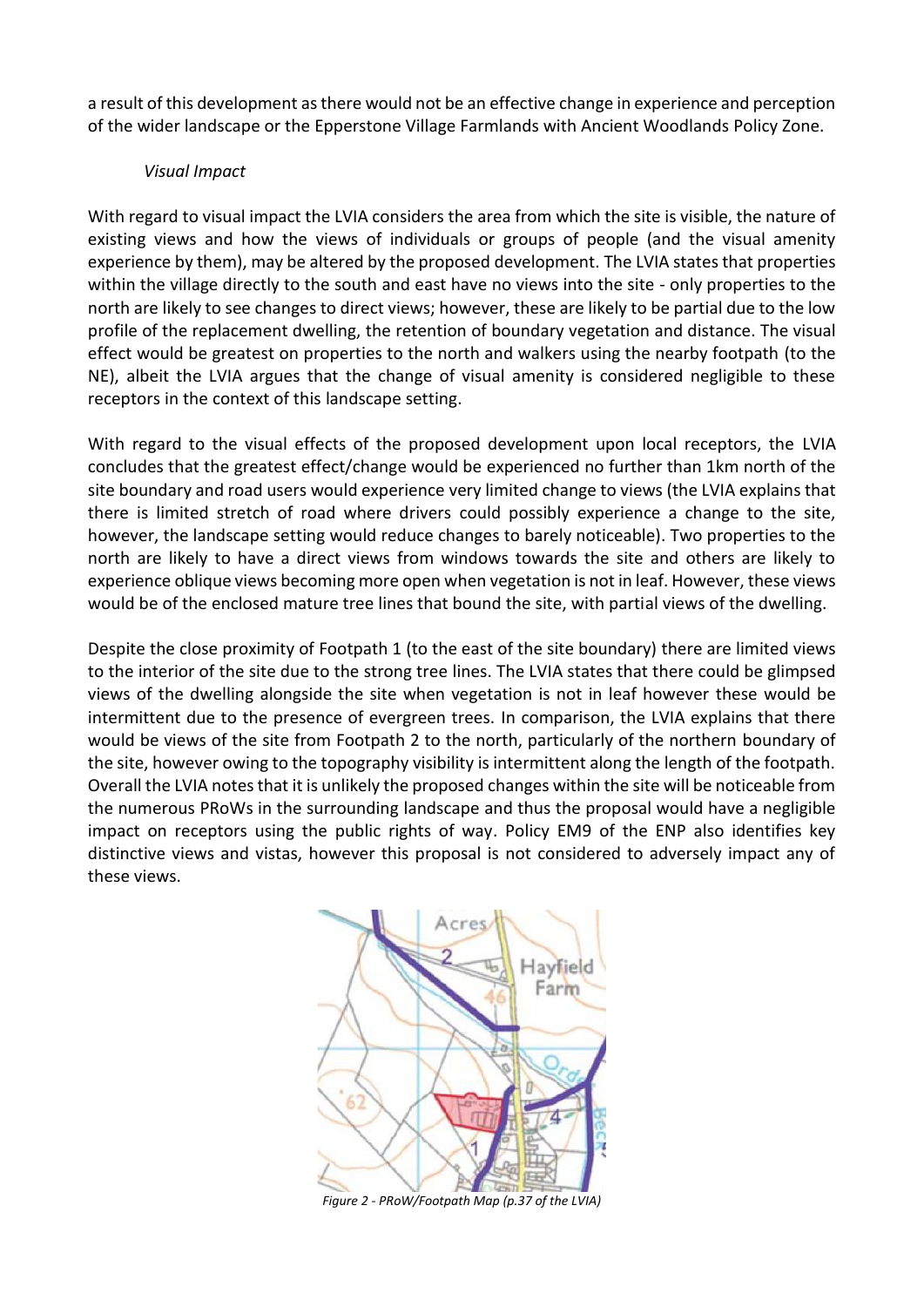a result of this development as there would not be an effective change in experience and perception of the wider landscape or the Epperstone Village Farmlands with Ancient Woodlands Policy Zone.

*Visual Impact*

With regard to visual impact the LVIA considers the area from which the site is visible, the nature of existing views and how the views of individuals or groups of people (and the visual amenity experience by them), may be altered by the proposed development. The LVIA states that properties within the village directly to the south and east have no views into the site - only properties to the north are likely to see changes to direct views; however, these are likely to be partial due to the low profile of the replacement dwelling, the retention of boundary vegetation and distance. The visual effect would be greatest on properties to the north and walkers using the nearby footpath (to the NE), albeit the LVIA argues that the change of visual amenity is considered negligible to these receptors in the context of this landscape setting.

With regard to the visual effects of the proposed development upon local receptors, the LVIA concludes that the greatest effect/change would be experienced no further than 1km north of the site boundary and road users would experience very limited change to views (the LVIA explains that there is limited stretch of road where drivers could possibly experience a change to the site, however, the landscape setting would reduce changes to barely noticeable). Two properties to the north are likely to have a direct views from windows towards the site and others are likely to experience oblique views becoming more open when vegetation is not in leaf. However, these views would be of the enclosed mature tree lines that bound the site, with partial views of the dwelling.

Despite the close proximity of Footpath 1 (to the east of the site boundary) there are limited views to the interior of the site due to the strong tree lines. The LVIA states that there could be glimpsed views of the dwelling alongside the site when vegetation is not in leaf however these would be intermittent due to the presence of evergreen trees. In comparison, the LVIA explains that there would be views of the site from Footpath 2 to the north, particularly of the northern boundary of the site, however owing to the topography visibility is intermittent along the length of the footpath. Overall the LVIA notes that it is unlikely the proposed changes within the site will be noticeable from the numerous PRoWs in the surrounding landscape and thus the proposal would have a negligible impact on receptors using the public rights of way. Policy EM9 of the ENP also identifies key distinctive views and vistas, however this proposal is not considered to adversely impact any of these views.

*Figure 2 - PRoW/Footpath Map (p.37 of the LVIA)*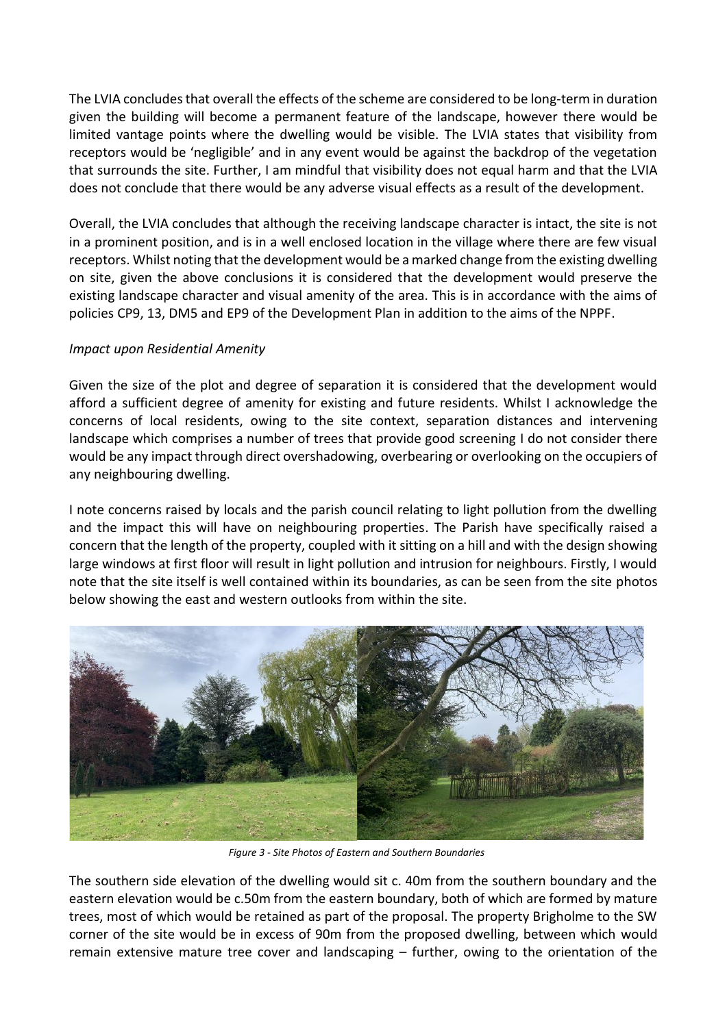The LVIA concludes that overall the effects of the scheme are considered to be long-term in duration given the building will become a permanent feature of the landscape, however there would be limited vantage points where the dwelling would be visible. The LVIA states that visibility from receptors would be 'negligible' and in any event would be against the backdrop of the vegetation that surrounds the site. Further, I am mindful that visibility does not equal harm and that the LVIA does not conclude that there would be any adverse visual effects as a result of the development.

Overall, the LVIA concludes that although the receiving landscape character is intact, the site is not in a prominent position, and is in a well enclosed location in the village where there are few visual receptors. Whilst noting that the development would be a marked change from the existing dwelling on site, given the above conclusions it is considered that the development would preserve the existing landscape character and visual amenity of the area. This is in accordance with the aims of policies CP9, 13, DM5 and EP9 of the Development Plan in addition to the aims of the NPPF.

*Impact upon Residential Amenity*

Given the size of the plot and degree of separation it is considered that the development would afford a sufficient degree of amenity for existing and future residents. Whilst I acknowledge the concerns of local residents, owing to the site context, separation distances and intervening landscape which comprises a number of trees that provide good screening I do not consider there would be any impact through direct overshadowing, overbearing or overlooking on the occupiers of any neighbouring dwelling.

I note concerns raised by locals and the parish council relating to light pollution from the dwelling and the impact this will have on neighbouring properties. The Parish have specifically raised a concern that the length of the property, coupled with it sitting on a hill and with the design showing large windows at first floor will result in light pollution and intrusion for neighbours. Firstly, I would note that the site itself is well contained within its boundaries, as can be seen from the site photos below showing the east and western outlooks from within the site.

*Figure 3 - Site Photos of Eastern and Southern Boundaries*

The southern side elevation of the dwelling would sit c. 40m from the southern boundary and the eastern elevation would be c.50m from the eastern boundary, both of which are formed by mature trees, most of which would be retained as part of the proposal. The property Brigholme to the SW corner of the site would be in excess of 90m from the proposed dwelling, between which would remain extensive mature tree cover and landscaping – further, owing to the orientation of the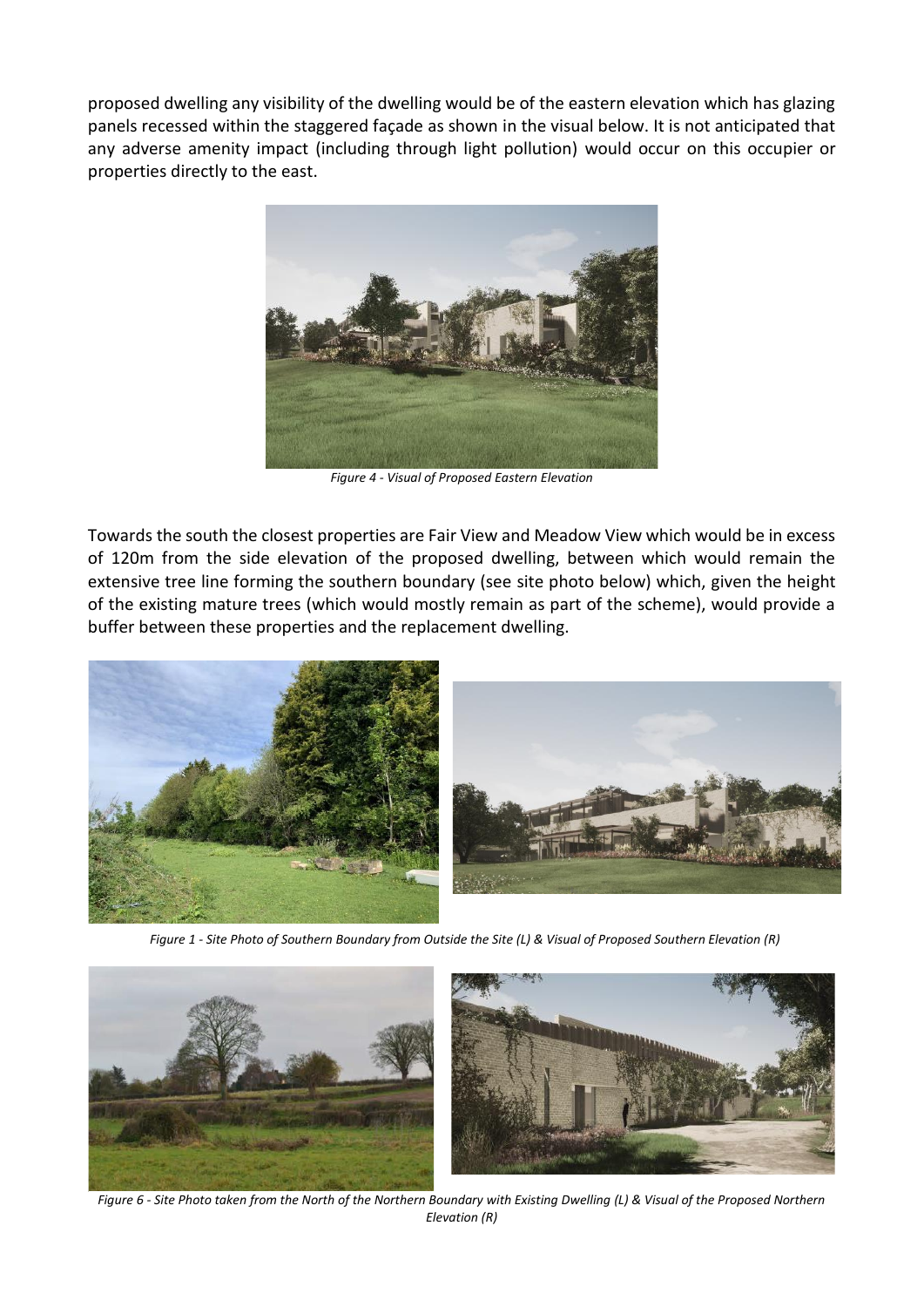proposed dwelling any visibility of the dwelling would be of the eastern elevation which has glazing panels recessed within the staggered façade as shown in the visual below. It is not anticipated that any adverse amenity impact (including through light pollution) would occur on this occupier or properties directly to the east.

*Figure 4 - Visual of Proposed Eastern Elevation*

Towards the south the closest properties are Fair View and Meadow View which would be in excess of 120m from the side elevation of the proposed dwelling, between which would remain the extensive tree line forming the southern boundary (see site photo below) which, given the height of the existing mature trees (which would mostly remain as part of the scheme), would provide a buffer between these properties and the replacement dwelling.

*Figure 1 - Site Photo of Southern Boundary from Outside the Site (L) & Visual of Proposed Southern Elevation (R)*

*Figure 6 - Site Photo taken from the North of the Northern Boundary with Existing Dwelling (L) & Visual of the Proposed Northern Elevation (R)*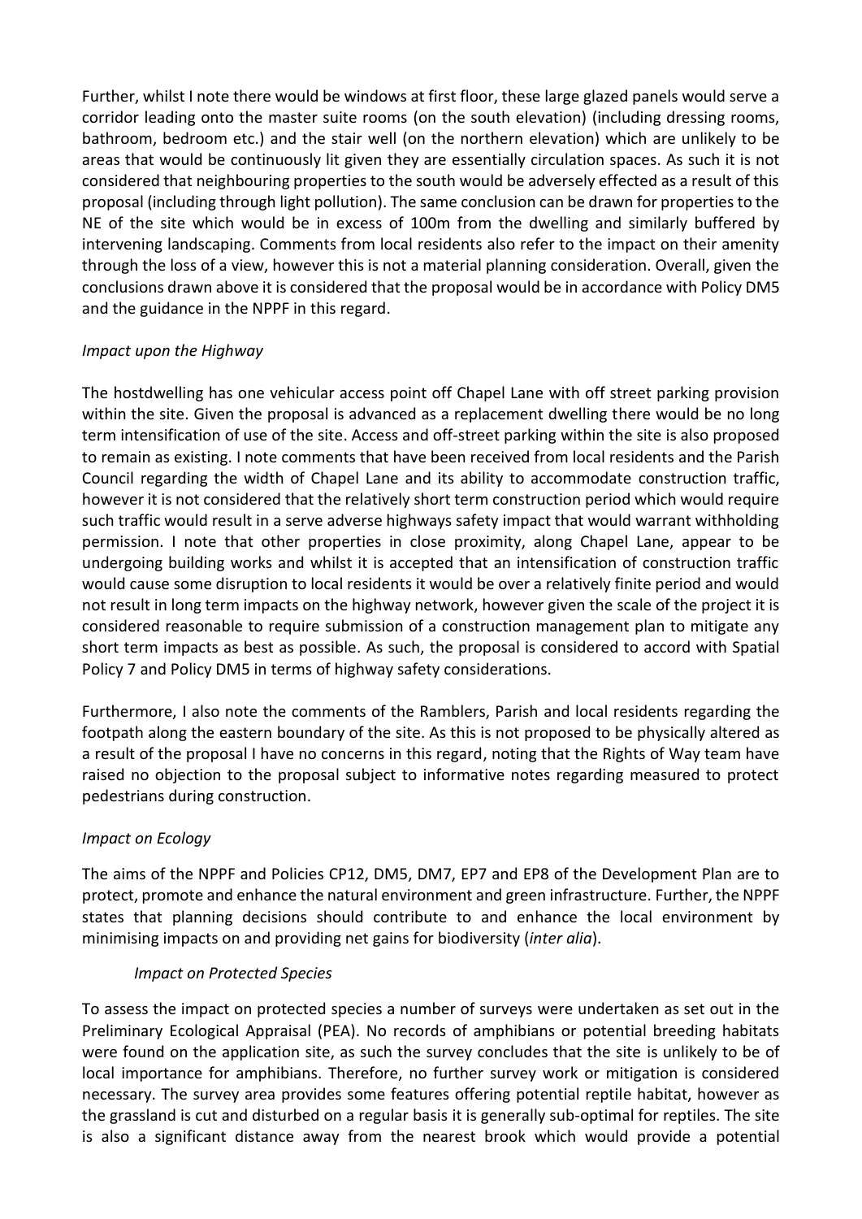Further, whilst I note there would be windows at first floor, these large glazed panels would serve a corridor leading onto the master suite rooms (on the south elevation) (including dressing rooms, bathroom, bedroom etc.) and the stair well (on the northern elevation) which are unlikely to be areas that would be continuously lit given they are essentially circulation spaces. As such it is not considered that neighbouring properties to the south would be adversely effected as a result of this proposal (including through light pollution). The same conclusion can be drawn for properties to the NE of the site which would be in excess of 100m from the dwelling and similarly buffered by intervening landscaping. Comments from local residents also refer to the impact on their amenity through the loss of a view, however this is not a material planning consideration. Overall, given the conclusions drawn above it is considered that the proposal would be in accordance with Policy DM5 and the guidance in the NPPF in this regard.

*Impact upon the Highway*

The hostdwelling has one vehicular access point off Chapel Lane with off street parking provision within the site. Given the proposal is advanced as a replacement dwelling there would be no long term intensification of use of the site. Access and off-street parking within the site is also proposed to remain as existing. I note comments that have been received from local residents and the Parish Council regarding the width of Chapel Lane and its ability to accommodate construction traffic, however it is not considered that the relatively short term construction period which would require such traffic would result in a serve adverse highways safety impact that would warrant withholding permission. I note that other properties in close proximity, along Chapel Lane, appear to be undergoing building works and whilst it is accepted that an intensification of construction traffic would cause some disruption to local residents it would be over a relatively finite period and would not result in long term impacts on the highway network, however given the scale of the project it is considered reasonable to require submission of a construction management plan to mitigate any short term impacts as best as possible. As such, the proposal is considered to accord with Spatial Policy 7 and Policy DM5 in terms of highway safety considerations.

Furthermore, I also note the comments of the Ramblers, Parish and local residents regarding the footpath along the eastern boundary of the site. As this is not proposed to be physically altered as a result of the proposal I have no concerns in this regard, noting that the Rights of Way team have raised no objection to the proposal subject to informative notes regarding measured to protect pedestrians during construction.

*Impact on Ecology*

The aims of the NPPF and Policies CP12, DM5, DM7, EP7 and EP8 of the Development Plan are to protect, promote and enhance the natural environment and green infrastructure. Further, the NPPF states that planning decisions should contribute to and enhance the local environment by minimising impacts on and providing net gains for biodiversity (*inter alia*).

*Impact on Protected Species*

To assess the impact on protected species a number of surveys were undertaken as set out in the Preliminary Ecological Appraisal (PEA). No records of amphibians or potential breeding habitats were found on the application site, as such the survey concludes that the site is unlikely to be of local importance for amphibians. Therefore, no further survey work or mitigation is considered necessary. The survey area provides some features offering potential reptile habitat, however as the grassland is cut and disturbed on a regular basis it is generally sub-optimal for reptiles. The site is also a significant distance away from the nearest brook which would provide a potential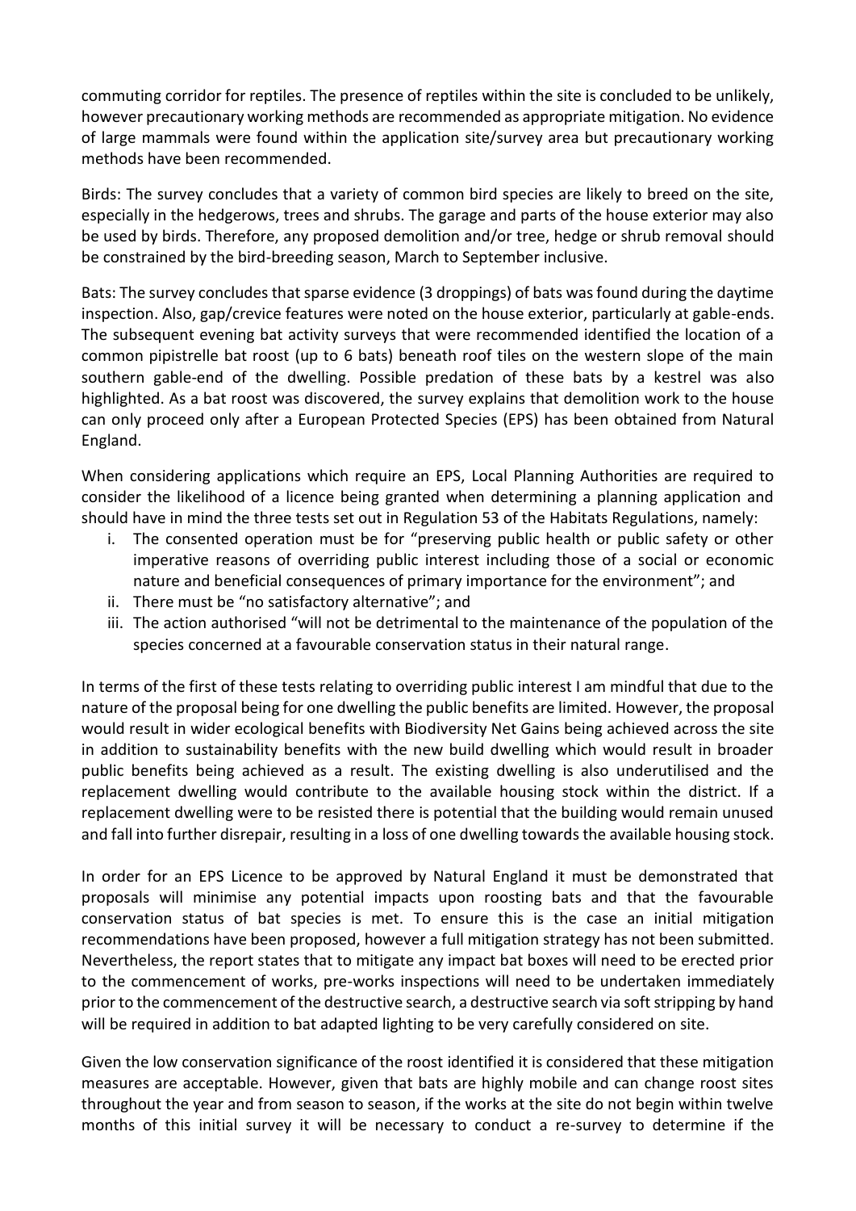commuting corridor for reptiles. The presence of reptiles within the site is concluded to be unlikely, however precautionary working methods are recommended as appropriate mitigation. No evidence of large mammals were found within the application site/survey area but precautionary working methods have been recommended.

Birds: The survey concludes that a variety of common bird species are likely to breed on the site, especially in the hedgerows, trees and shrubs. The garage and parts of the house exterior may also be used by birds. Therefore, any proposed demolition and/or tree, hedge or shrub removal should be constrained by the bird-breeding season, March to September inclusive.

Bats: The survey concludes that sparse evidence (3 droppings) of bats was found during the daytime inspection. Also, gap/crevice features were noted on the house exterior, particularly at gable-ends. The subsequent evening bat activity surveys that were recommended identified the location of a common pipistrelle bat roost (up to 6 bats) beneath roof tiles on the western slope of the main southern gable-end of the dwelling. Possible predation of these bats by a kestrel was also highlighted. As a bat roost was discovered, the survey explains that demolition work to the house can only proceed only after a European Protected Species (EPS) has been obtained from Natural England.

When considering applications which require an EPS, Local Planning Authorities are required to consider the likelihood of a licence being granted when determining a planning application and should have in mind the three tests set out in Regulation 53 of the Habitats Regulations, namely:

i. The consented operation must be for "preserving public health or public safety or other imperative reasons of overriding public interest including those of a social or economic nature and beneficial consequences of primary importance for the environment"; and
ii. There must be "no satisfactory alternative"; and
iii. The action authorised "will not be detrimental to the maintenance of the population of the species concerned at a favourable conservation status in their natural range.

In terms of the first of these tests relating to overriding public interest I am mindful that due to the nature of the proposal being for one dwelling the public benefits are limited. However, the proposal would result in wider ecological benefits with Biodiversity Net Gains being achieved across the site in addition to sustainability benefits with the new build dwelling which would result in broader public benefits being achieved as a result. The existing dwelling is also underutilised and the replacement dwelling would contribute to the available housing stock within the district. If a replacement dwelling were to be resisted there is potential that the building would remain unused and fall into further disrepair, resulting in a loss of one dwelling towards the available housing stock.

In order for an EPS Licence to be approved by Natural England it must be demonstrated that proposals will minimise any potential impacts upon roosting bats and that the favourable conservation status of bat species is met. To ensure this is the case an initial mitigation recommendations have been proposed, however a full mitigation strategy has not been submitted. Nevertheless, the report states that to mitigate any impact bat boxes will need to be erected prior to the commencement of works, pre-works inspections will need to be undertaken immediately prior to the commencement of the destructive search, a destructive search via soft stripping by hand will be required in addition to bat adapted lighting to be very carefully considered on site.

Given the low conservation significance of the roost identified it is considered that these mitigation measures are acceptable. However, given that bats are highly mobile and can change roost sites throughout the year and from season to season, if the works at the site do not begin within twelve months of this initial survey it will be necessary to conduct a re-survey to determine if the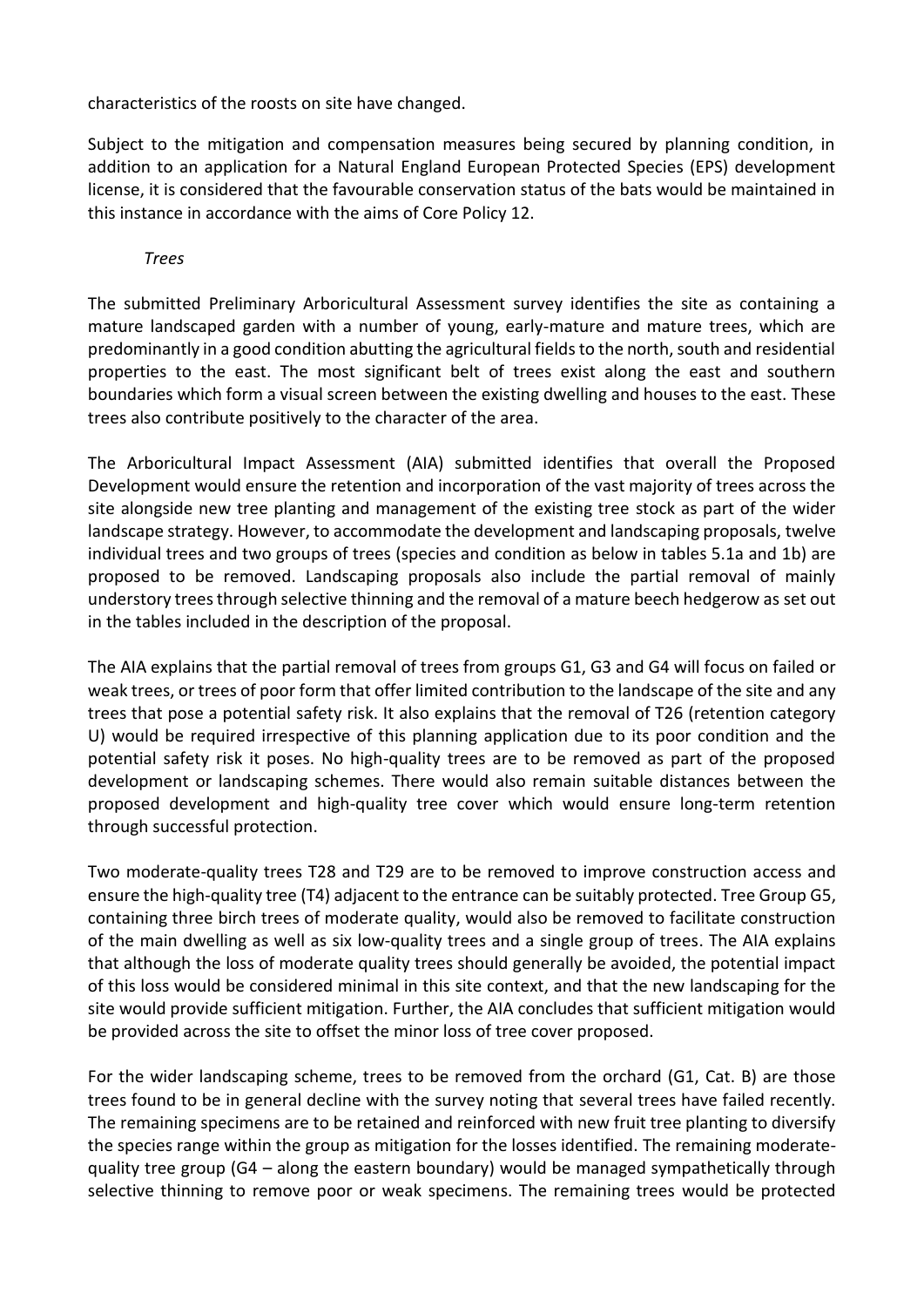characteristics of the roosts on site have changed.

Subject to the mitigation and compensation measures being secured by planning condition, in addition to an application for a Natural England European Protected Species (EPS) development license, it is considered that the favourable conservation status of the bats would be maintained in this instance in accordance with the aims of Core Policy 12.

*Trees*

The submitted Preliminary Arboricultural Assessment survey identifies the site as containing a mature landscaped garden with a number of young, early-mature and mature trees, which are predominantly in a good condition abutting the agricultural fields to the north, south and residential properties to the east. The most significant belt of trees exist along the east and southern boundaries which form a visual screen between the existing dwelling and houses to the east. These trees also contribute positively to the character of the area.

The Arboricultural Impact Assessment (AIA) submitted identifies that overall the Proposed Development would ensure the retention and incorporation of the vast majority of trees across the site alongside new tree planting and management of the existing tree stock as part of the wider landscape strategy. However, to accommodate the development and landscaping proposals, twelve individual trees and two groups of trees (species and condition as below in tables 5.1a and 1b) are proposed to be removed. Landscaping proposals also include the partial removal of mainly understory trees through selective thinning and the removal of a mature beech hedgerow as set out in the tables included in the description of the proposal.

The AIA explains that the partial removal of trees from groups G1, G3 and G4 will focus on failed or weak trees, or trees of poor form that offer limited contribution to the landscape of the site and any trees that pose a potential safety risk. It also explains that the removal of T26 (retention category U) would be required irrespective of this planning application due to its poor condition and the potential safety risk it poses. No high-quality trees are to be removed as part of the proposed development or landscaping schemes. There would also remain suitable distances between the proposed development and high-quality tree cover which would ensure long-term retention through successful protection.

Two moderate-quality trees T28 and T29 are to be removed to improve construction access and ensure the high-quality tree (T4) adjacent to the entrance can be suitably protected. Tree Group G5, containing three birch trees of moderate quality, would also be removed to facilitate construction of the main dwelling as well as six low-quality trees and a single group of trees. The AIA explains that although the loss of moderate quality trees should generally be avoided, the potential impact of this loss would be considered minimal in this site context, and that the new landscaping for the site would provide sufficient mitigation. Further, the AIA concludes that sufficient mitigation would be provided across the site to offset the minor loss of tree cover proposed.

For the wider landscaping scheme, trees to be removed from the orchard (G1, Cat. B) are those trees found to be in general decline with the survey noting that several trees have failed recently. The remaining specimens are to be retained and reinforced with new fruit tree planting to diversify the species range within the group as mitigation for the losses identified. The remaining moderate-quality tree group (G4 – along the eastern boundary) would be managed sympathetically through selective thinning to remove poor or weak specimens. The remaining trees would be protected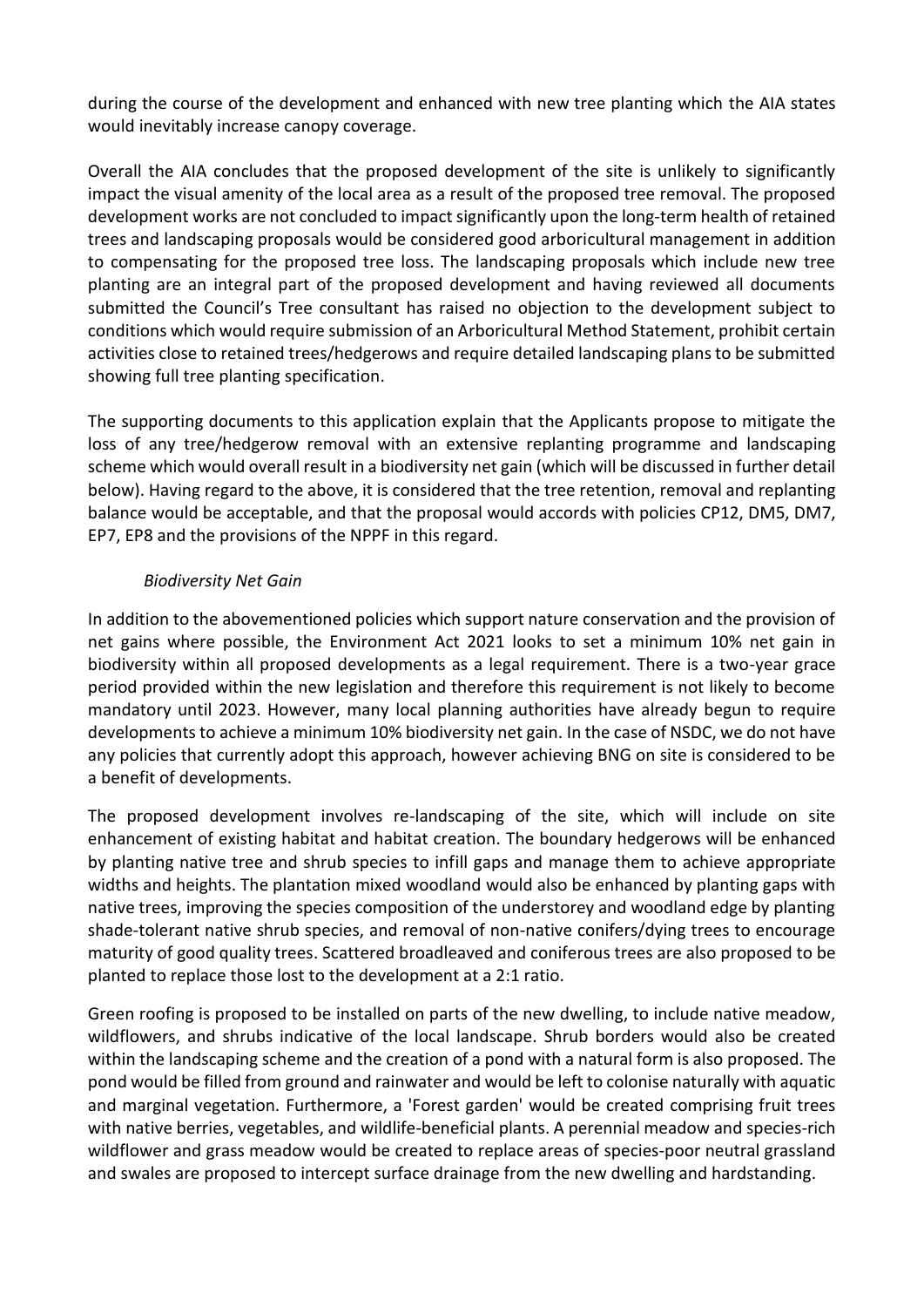during the course of the development and enhanced with new tree planting which the AIA states would inevitably increase canopy coverage.

Overall the AIA concludes that the proposed development of the site is unlikely to significantly impact the visual amenity of the local area as a result of the proposed tree removal. The proposed development works are not concluded to impact significantly upon the long-term health of retained trees and landscaping proposals would be considered good arboricultural management in addition to compensating for the proposed tree loss. The landscaping proposals which include new tree planting are an integral part of the proposed development and having reviewed all documents submitted the Council's Tree consultant has raised no objection to the development subject to conditions which would require submission of an Arboricultural Method Statement, prohibit certain activities close to retained trees/hedgerows and require detailed landscaping plans to be submitted showing full tree planting specification.

The supporting documents to this application explain that the Applicants propose to mitigate the loss of any tree/hedgerow removal with an extensive replanting programme and landscaping scheme which would overall result in a biodiversity net gain (which will be discussed in further detail below). Having regard to the above, it is considered that the tree retention, removal and replanting balance would be acceptable, and that the proposal would accords with policies CP12, DM5, DM7, EP7, EP8 and the provisions of the NPPF in this regard.

*Biodiversity Net Gain*

In addition to the abovementioned policies which support nature conservation and the provision of net gains where possible, the Environment Act 2021 looks to set a minimum 10% net gain in biodiversity within all proposed developments as a legal requirement. There is a two-year grace period provided within the new legislation and therefore this requirement is not likely to become mandatory until 2023. However, many local planning authorities have already begun to require developments to achieve a minimum 10% biodiversity net gain. In the case of NSDC, we do not have any policies that currently adopt this approach, however achieving BNG on site is considered to be a benefit of developments.

The proposed development involves re-landscaping of the site, which will include on site enhancement of existing habitat and habitat creation. The boundary hedgerows will be enhanced by planting native tree and shrub species to infill gaps and manage them to achieve appropriate widths and heights. The plantation mixed woodland would also be enhanced by planting gaps with native trees, improving the species composition of the understorey and woodland edge by planting shade-tolerant native shrub species, and removal of non-native conifers/dying trees to encourage maturity of good quality trees. Scattered broadleaved and coniferous trees are also proposed to be planted to replace those lost to the development at a 2:1 ratio.

Green roofing is proposed to be installed on parts of the new dwelling, to include native meadow, wildflowers, and shrubs indicative of the local landscape. Shrub borders would also be created within the landscaping scheme and the creation of a pond with a natural form is also proposed. The pond would be filled from ground and rainwater and would be left to colonise naturally with aquatic and marginal vegetation. Furthermore, a 'Forest garden' would be created comprising fruit trees with native berries, vegetables, and wildlife-beneficial plants. A perennial meadow and species-rich wildflower and grass meadow would be created to replace areas of species-poor neutral grassland and swales are proposed to intercept surface drainage from the new dwelling and hardstanding.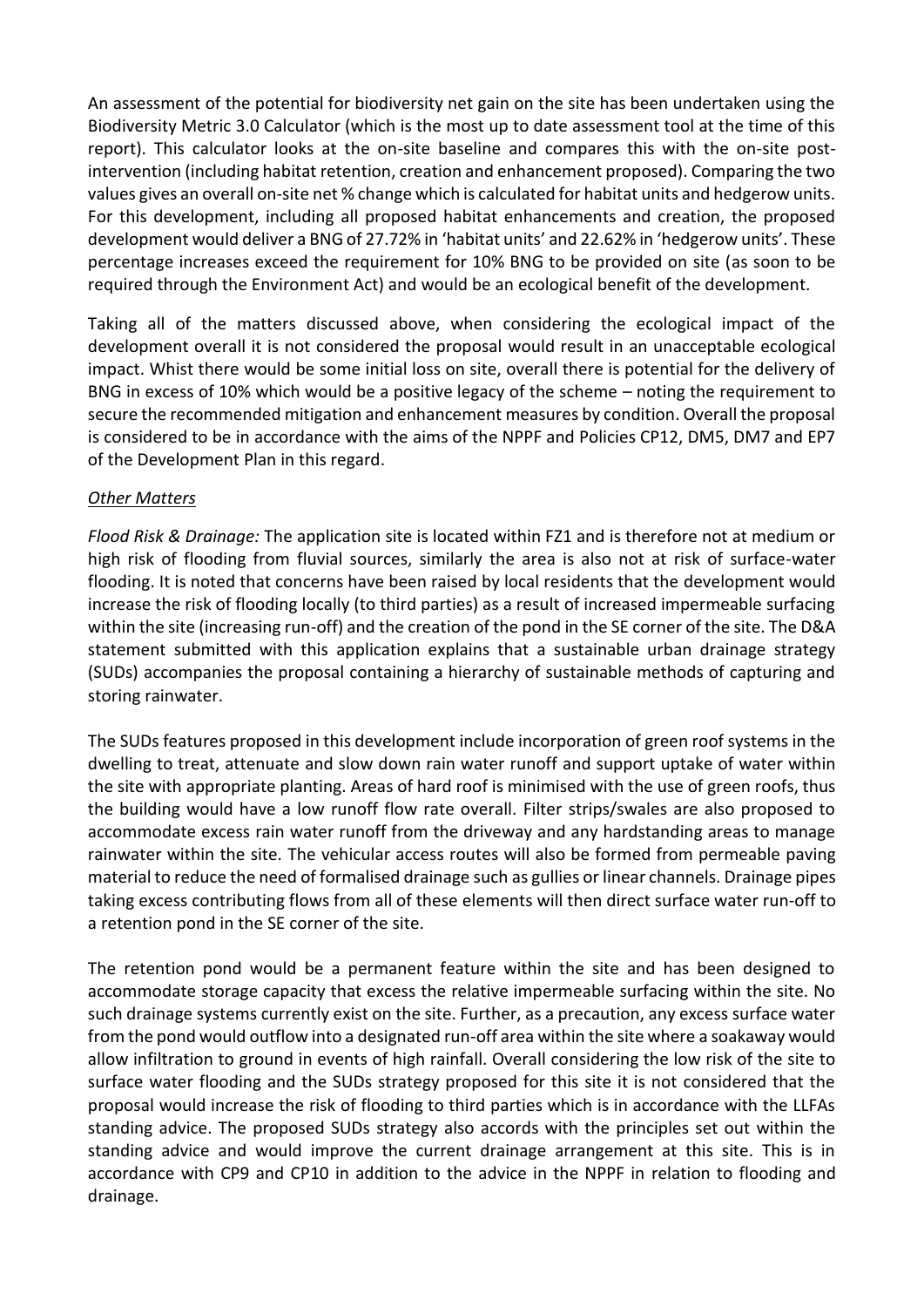An assessment of the potential for biodiversity net gain on the site has been undertaken using the Biodiversity Metric 3.0 Calculator (which is the most up to date assessment tool at the time of this report). This calculator looks at the on-site baseline and compares this with the on-site post-intervention (including habitat retention, creation and enhancement proposed). Comparing the two values gives an overall on-site net % change which is calculated for habitat units and hedgerow units. For this development, including all proposed habitat enhancements and creation, the proposed development would deliver a BNG of 27.72% in 'habitat units' and 22.62% in 'hedgerow units'. These percentage increases exceed the requirement for 10% BNG to be provided on site (as soon to be required through the Environment Act) and would be an ecological benefit of the development.

Taking all of the matters discussed above, when considering the ecological impact of the development overall it is not considered the proposal would result in an unacceptable ecological impact. Whist there would be some initial loss on site, overall there is potential for the delivery of BNG in excess of 10% which would be a positive legacy of the scheme – noting the requirement to secure the recommended mitigation and enhancement measures by condition. Overall the proposal is considered to be in accordance with the aims of the NPPF and Policies CP12, DM5, DM7 and EP7 of the Development Plan in this regard.

*Other Matters*

*Flood Risk & Drainage:* The application site is located within FZ1 and is therefore not at medium or high risk of flooding from fluvial sources, similarly the area is also not at risk of surface-water flooding. It is noted that concerns have been raised by local residents that the development would increase the risk of flooding locally (to third parties) as a result of increased impermeable surfacing within the site (increasing run-off) and the creation of the pond in the SE corner of the site. The D&A statement submitted with this application explains that a sustainable urban drainage strategy (SUDs) accompanies the proposal containing a hierarchy of sustainable methods of capturing and storing rainwater.

The SUDs features proposed in this development include incorporation of green roof systems in the dwelling to treat, attenuate and slow down rain water runoff and support uptake of water within the site with appropriate planting. Areas of hard roof is minimised with the use of green roofs, thus the building would have a low runoff flow rate overall. Filter strips/swales are also proposed to accommodate excess rain water runoff from the driveway and any hardstanding areas to manage rainwater within the site. The vehicular access routes will also be formed from permeable paving material to reduce the need of formalised drainage such as gullies or linear channels. Drainage pipes taking excess contributing flows from all of these elements will then direct surface water run-off to a retention pond in the SE corner of the site.

The retention pond would be a permanent feature within the site and has been designed to accommodate storage capacity that excess the relative impermeable surfacing within the site. No such drainage systems currently exist on the site. Further, as a precaution, any excess surface water from the pond would outflow into a designated run-off area within the site where a soakaway would allow infiltration to ground in events of high rainfall. Overall considering the low risk of the site to surface water flooding and the SUDs strategy proposed for this site it is not considered that the proposal would increase the risk of flooding to third parties which is in accordance with the LLFAs standing advice. The proposed SUDs strategy also accords with the principles set out within the standing advice and would improve the current drainage arrangement at this site. This is in accordance with CP9 and CP10 in addition to the advice in the NPPF in relation to flooding and drainage.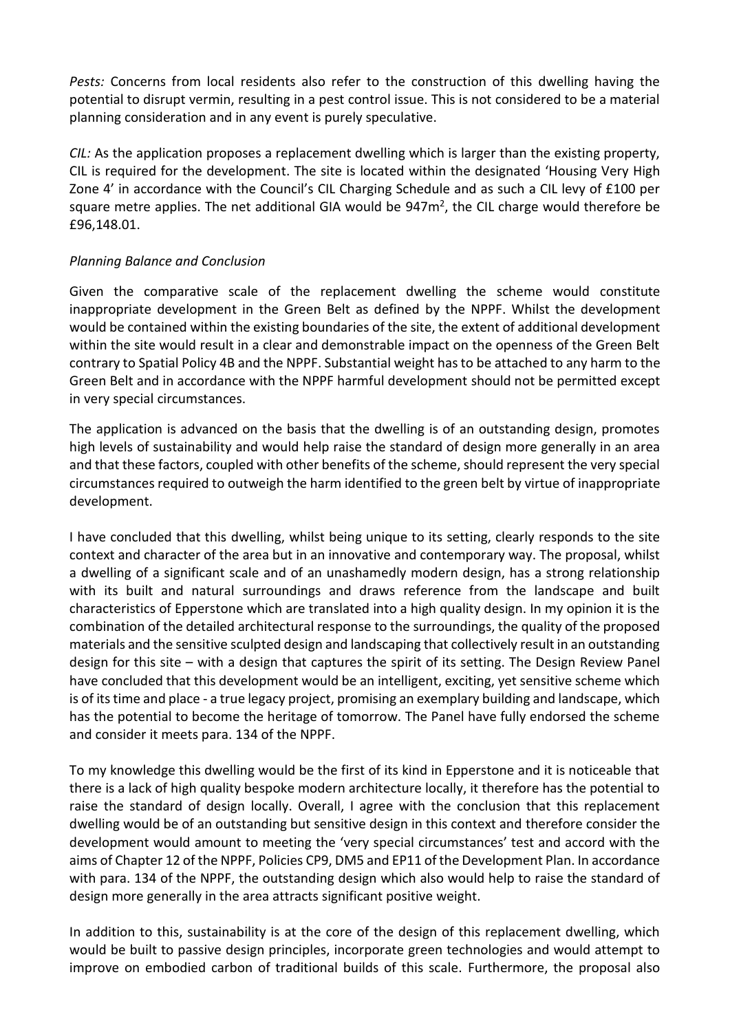*Pests:* Concerns from local residents also refer to the construction of this dwelling having the potential to disrupt vermin, resulting in a pest control issue. This is not considered to be a material planning consideration and in any event is purely speculative.

*CIL:* As the application proposes a replacement dwelling which is larger than the existing property, CIL is required for the development. The site is located within the designated 'Housing Very High Zone 4' in accordance with the Council's CIL Charging Schedule and as such a CIL levy of £100 per square metre applies. The net additional GIA would be 947m$^2$, the CIL charge would therefore be £96,148.01.

*Planning Balance and Conclusion*

Given the comparative scale of the replacement dwelling the scheme would constitute inappropriate development in the Green Belt as defined by the NPPF. Whilst the development would be contained within the existing boundaries of the site, the extent of additional development within the site would result in a clear and demonstrable impact on the openness of the Green Belt contrary to Spatial Policy 4B and the NPPF. Substantial weight has to be attached to any harm to the Green Belt and in accordance with the NPPF harmful development should not be permitted except in very special circumstances.

The application is advanced on the basis that the dwelling is of an outstanding design, promotes high levels of sustainability and would help raise the standard of design more generally in an area and that these factors, coupled with other benefits of the scheme, should represent the very special circumstances required to outweigh the harm identified to the green belt by virtue of inappropriate development.

I have concluded that this dwelling, whilst being unique to its setting, clearly responds to the site context and character of the area but in an innovative and contemporary way. The proposal, whilst a dwelling of a significant scale and of an unashamedly modern design, has a strong relationship with its built and natural surroundings and draws reference from the landscape and built characteristics of Epperstone which are translated into a high quality design. In my opinion it is the combination of the detailed architectural response to the surroundings, the quality of the proposed materials and the sensitive sculpted design and landscaping that collectively result in an outstanding design for this site – with a design that captures the spirit of its setting. The Design Review Panel have concluded that this development would be an intelligent, exciting, yet sensitive scheme which is of its time and place - a true legacy project, promising an exemplary building and landscape, which has the potential to become the heritage of tomorrow. The Panel have fully endorsed the scheme and consider it meets para. 134 of the NPPF.

To my knowledge this dwelling would be the first of its kind in Epperstone and it is noticeable that there is a lack of high quality bespoke modern architecture locally, it therefore has the potential to raise the standard of design locally. Overall, I agree with the conclusion that this replacement dwelling would be of an outstanding but sensitive design in this context and therefore consider the development would amount to meeting the 'very special circumstances' test and accord with the aims of Chapter 12 of the NPPF, Policies CP9, DM5 and EP11 of the Development Plan. In accordance with para. 134 of the NPPF, the outstanding design which also would help to raise the standard of design more generally in the area attracts significant positive weight.

In addition to this, sustainability is at the core of the design of this replacement dwelling, which would be built to passive design principles, incorporate green technologies and would attempt to improve on embodied carbon of traditional builds of this scale. Furthermore, the proposal also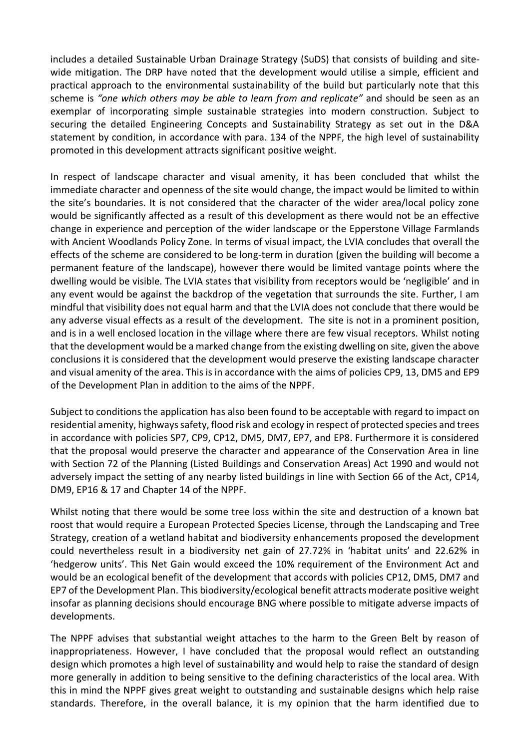includes a detailed Sustainable Urban Drainage Strategy (SuDS) that consists of building and site-wide mitigation. The DRP have noted that the development would utilise a simple, efficient and practical approach to the environmental sustainability of the build but particularly note that this scheme is *"one which others may be able to learn from and replicate"* and should be seen as an exemplar of incorporating simple sustainable strategies into modern construction. Subject to securing the detailed Engineering Concepts and Sustainability Strategy as set out in the D&A statement by condition, in accordance with para. 134 of the NPPF, the high level of sustainability promoted in this development attracts significant positive weight.

In respect of landscape character and visual amenity, it has been concluded that whilst the immediate character and openness of the site would change, the impact would be limited to within the site's boundaries. It is not considered that the character of the wider area/local policy zone would be significantly affected as a result of this development as there would not be an effective change in experience and perception of the wider landscape or the Epperstone Village Farmlands with Ancient Woodlands Policy Zone. In terms of visual impact, the LVIA concludes that overall the effects of the scheme are considered to be long-term in duration (given the building will become a permanent feature of the landscape), however there would be limited vantage points where the dwelling would be visible. The LVIA states that visibility from receptors would be 'negligible' and in any event would be against the backdrop of the vegetation that surrounds the site. Further, I am mindful that visibility does not equal harm and that the LVIA does not conclude that there would be any adverse visual effects as a result of the development. The site is not in a prominent position, and is in a well enclosed location in the village where there are few visual receptors. Whilst noting that the development would be a marked change from the existing dwelling on site, given the above conclusions it is considered that the development would preserve the existing landscape character and visual amenity of the area. This is in accordance with the aims of policies CP9, 13, DM5 and EP9 of the Development Plan in addition to the aims of the NPPF.

Subject to conditions the application has also been found to be acceptable with regard to impact on residential amenity, highways safety, flood risk and ecology in respect of protected species and trees in accordance with policies SP7, CP9, CP12, DM5, DM7, EP7, and EP8. Furthermore it is considered that the proposal would preserve the character and appearance of the Conservation Area in line with Section 72 of the Planning (Listed Buildings and Conservation Areas) Act 1990 and would not adversely impact the setting of any nearby listed buildings in line with Section 66 of the Act, CP14, DM9, EP16 & 17 and Chapter 14 of the NPPF.

Whilst noting that there would be some tree loss within the site and destruction of a known bat roost that would require a European Protected Species License, through the Landscaping and Tree Strategy, creation of a wetland habitat and biodiversity enhancements proposed the development could nevertheless result in a biodiversity net gain of 27.72% in 'habitat units' and 22.62% in 'hedgerow units'. This Net Gain would exceed the 10% requirement of the Environment Act and would be an ecological benefit of the development that accords with policies CP12, DM5, DM7 and EP7 of the Development Plan. This biodiversity/ecological benefit attracts moderate positive weight insofar as planning decisions should encourage BNG where possible to mitigate adverse impacts of developments.

The NPPF advises that substantial weight attaches to the harm to the Green Belt by reason of inappropriateness. However, I have concluded that the proposal would reflect an outstanding design which promotes a high level of sustainability and would help to raise the standard of design more generally in addition to being sensitive to the defining characteristics of the local area. With this in mind the NPPF gives great weight to outstanding and sustainable designs which help raise standards. Therefore, in the overall balance, it is my opinion that the harm identified due to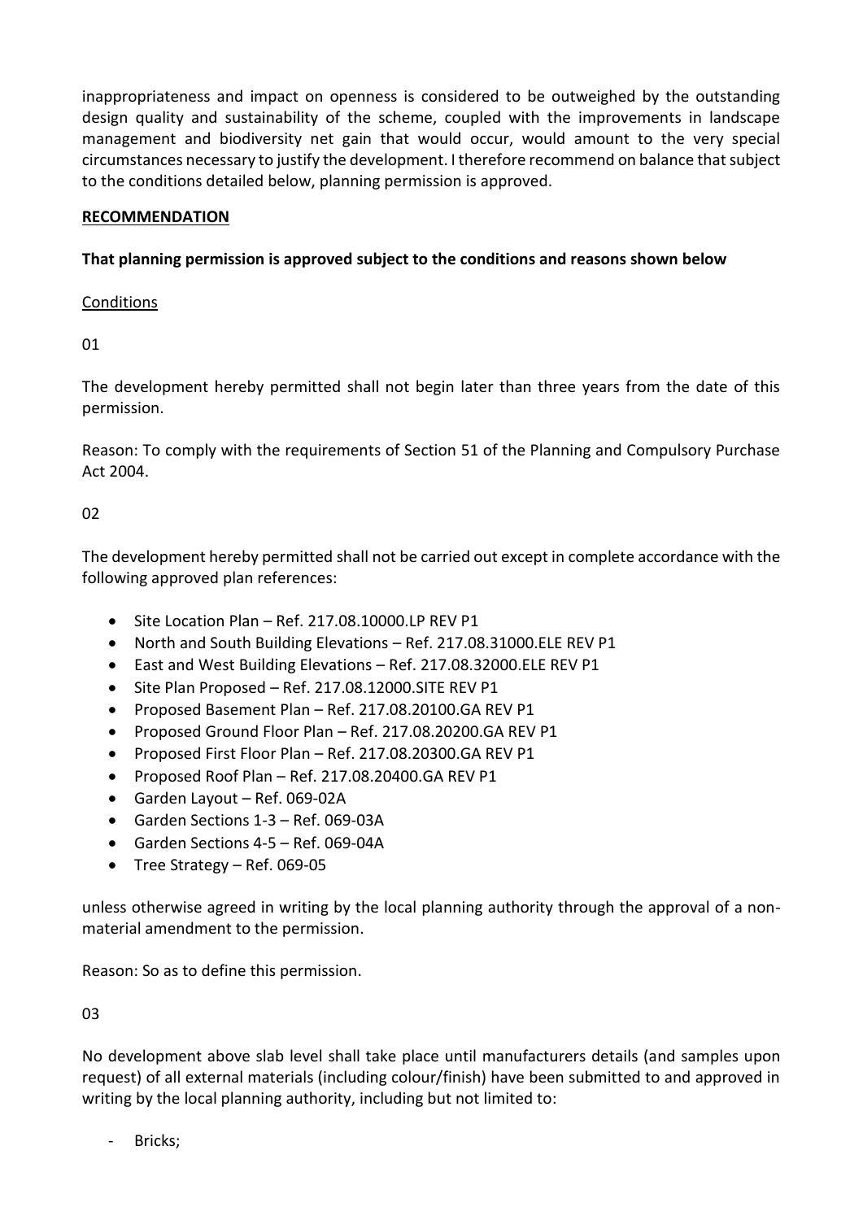inappropriateness and impact on openness is considered to be outweighed by the outstanding design quality and sustainability of the scheme, coupled with the improvements in landscape management and biodiversity net gain that would occur, would amount to the very special circumstances necessary to justify the development. I therefore recommend on balance that subject to the conditions detailed below, planning permission is approved.

## RECOMMENDATION

**That planning permission is approved subject to the conditions and reasons shown below**

Conditions

01

The development hereby permitted shall not begin later than three years from the date of this permission.

Reason: To comply with the requirements of Section 51 of the Planning and Compulsory Purchase Act 2004.

02

The development hereby permitted shall not be carried out except in complete accordance with the following approved plan references:

- Site Location Plan – Ref. 217.08.10000.LP REV P1
- North and South Building Elevations – Ref. 217.08.31000.ELE REV P1
- East and West Building Elevations – Ref. 217.08.32000.ELE REV P1
- Site Plan Proposed – Ref. 217.08.12000.SITE REV P1
- Proposed Basement Plan – Ref. 217.08.20100.GA REV P1
- Proposed Ground Floor Plan – Ref. 217.08.20200.GA REV P1
- Proposed First Floor Plan – Ref. 217.08.20300.GA REV P1
- Proposed Roof Plan – Ref. 217.08.20400.GA REV P1
- Garden Layout – Ref. 069-02A
- Garden Sections 1-3 – Ref. 069-03A
- Garden Sections 4-5 – Ref. 069-04A
- Tree Strategy – Ref. 069-05

unless otherwise agreed in writing by the local planning authority through the approval of a non-material amendment to the permission.

Reason: So as to define this permission.

03

No development above slab level shall take place until manufacturers details (and samples upon request) of all external materials (including colour/finish) have been submitted to and approved in writing by the local planning authority, including but not limited to:

- Bricks;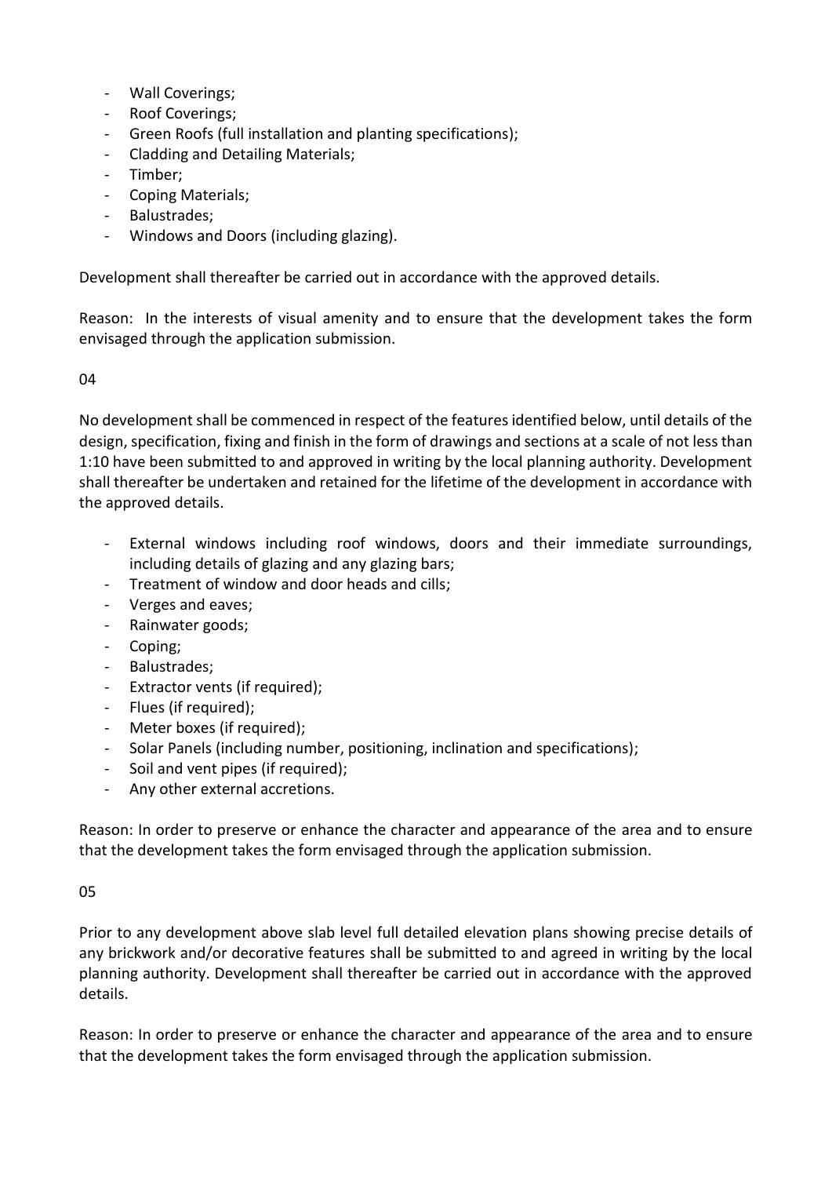- Wall Coverings;
- Roof Coverings;
- Green Roofs (full installation and planting specifications);
- Cladding and Detailing Materials;
- Timber;
- Coping Materials;
- Balustrades;
- Windows and Doors (including glazing).

Development shall thereafter be carried out in accordance with the approved details.

Reason: In the interests of visual amenity and to ensure that the development takes the form envisaged through the application submission.

04

No development shall be commenced in respect of the features identified below, until details of the design, specification, fixing and finish in the form of drawings and sections at a scale of not less than 1:10 have been submitted to and approved in writing by the local planning authority. Development shall thereafter be undertaken and retained for the lifetime of the development in accordance with the approved details.

- External windows including roof windows, doors and their immediate surroundings, including details of glazing and any glazing bars;
- Treatment of window and door heads and cills;
- Verges and eaves;
- Rainwater goods;
- Coping;
- Balustrades;
- Extractor vents (if required);
- Flues (if required);
- Meter boxes (if required);
- Solar Panels (including number, positioning, inclination and specifications);
- Soil and vent pipes (if required);
- Any other external accretions.

Reason: In order to preserve or enhance the character and appearance of the area and to ensure that the development takes the form envisaged through the application submission.

05

Prior to any development above slab level full detailed elevation plans showing precise details of any brickwork and/or decorative features shall be submitted to and agreed in writing by the local planning authority. Development shall thereafter be carried out in accordance with the approved details.

Reason: In order to preserve or enhance the character and appearance of the area and to ensure that the development takes the form envisaged through the application submission.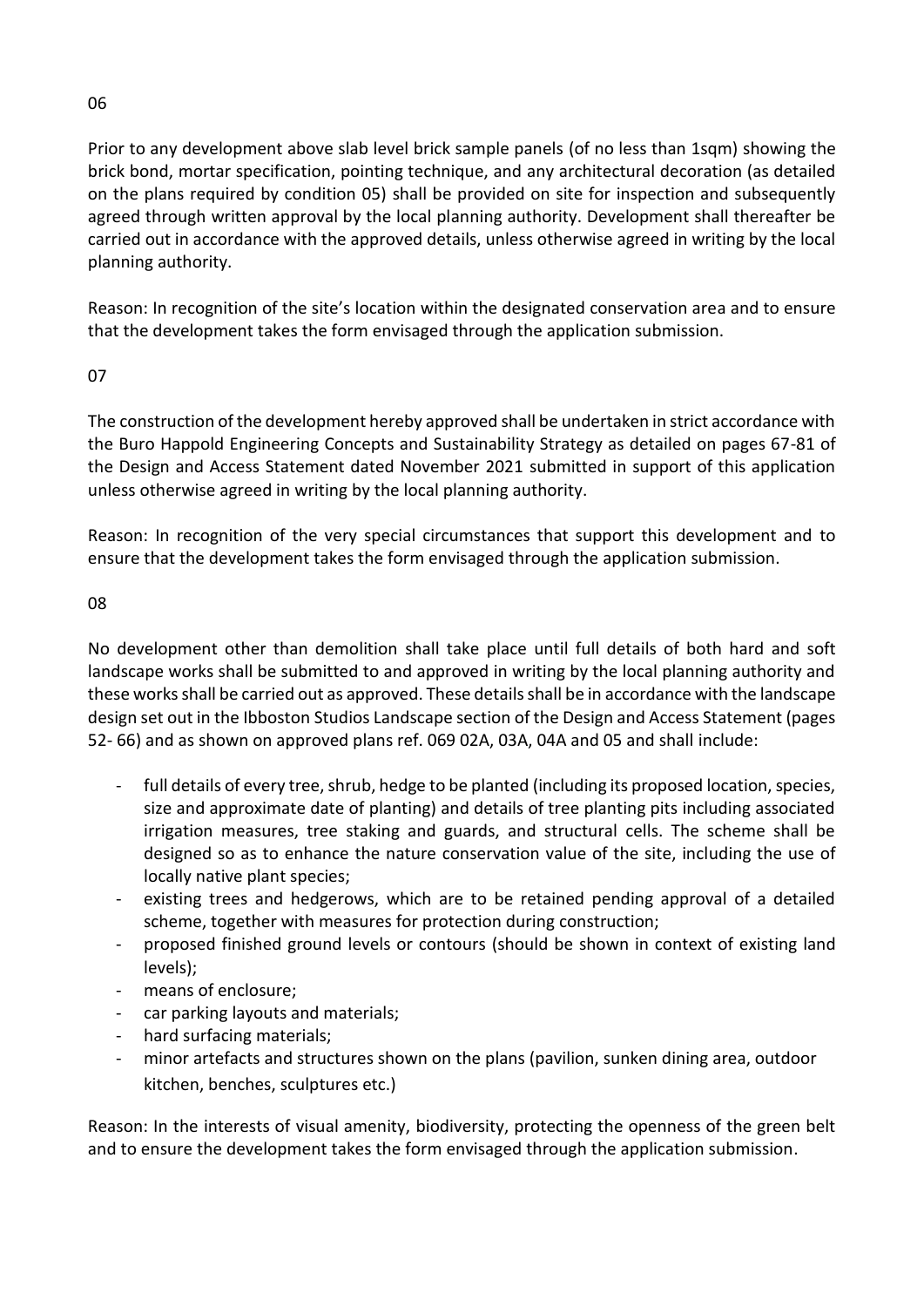06

Prior to any development above slab level brick sample panels (of no less than 1sqm) showing the brick bond, mortar specification, pointing technique, and any architectural decoration (as detailed on the plans required by condition 05) shall be provided on site for inspection and subsequently agreed through written approval by the local planning authority. Development shall thereafter be carried out in accordance with the approved details, unless otherwise agreed in writing by the local planning authority.

Reason: In recognition of the site's location within the designated conservation area and to ensure that the development takes the form envisaged through the application submission.

07

The construction of the development hereby approved shall be undertaken in strict accordance with the Buro Happold Engineering Concepts and Sustainability Strategy as detailed on pages 67-81 of the Design and Access Statement dated November 2021 submitted in support of this application unless otherwise agreed in writing by the local planning authority.

Reason: In recognition of the very special circumstances that support this development and to ensure that the development takes the form envisaged through the application submission.

08

No development other than demolition shall take place until full details of both hard and soft landscape works shall be submitted to and approved in writing by the local planning authority and these works shall be carried out as approved. These details shall be in accordance with the landscape design set out in the Ibboston Studios Landscape section of the Design and Access Statement (pages 52- 66) and as shown on approved plans ref. 069 02A, 03A, 04A and 05 and shall include:

- full details of every tree, shrub, hedge to be planted (including its proposed location, species, size and approximate date of planting) and details of tree planting pits including associated irrigation measures, tree staking and guards, and structural cells. The scheme shall be designed so as to enhance the nature conservation value of the site, including the use of locally native plant species;
- existing trees and hedgerows, which are to be retained pending approval of a detailed scheme, together with measures for protection during construction;
- proposed finished ground levels or contours (should be shown in context of existing land levels);
- means of enclosure;
- car parking layouts and materials;
- hard surfacing materials;
- minor artefacts and structures shown on the plans (pavilion, sunken dining area, outdoor kitchen, benches, sculptures etc.)

Reason: In the interests of visual amenity, biodiversity, protecting the openness of the green belt and to ensure the development takes the form envisaged through the application submission.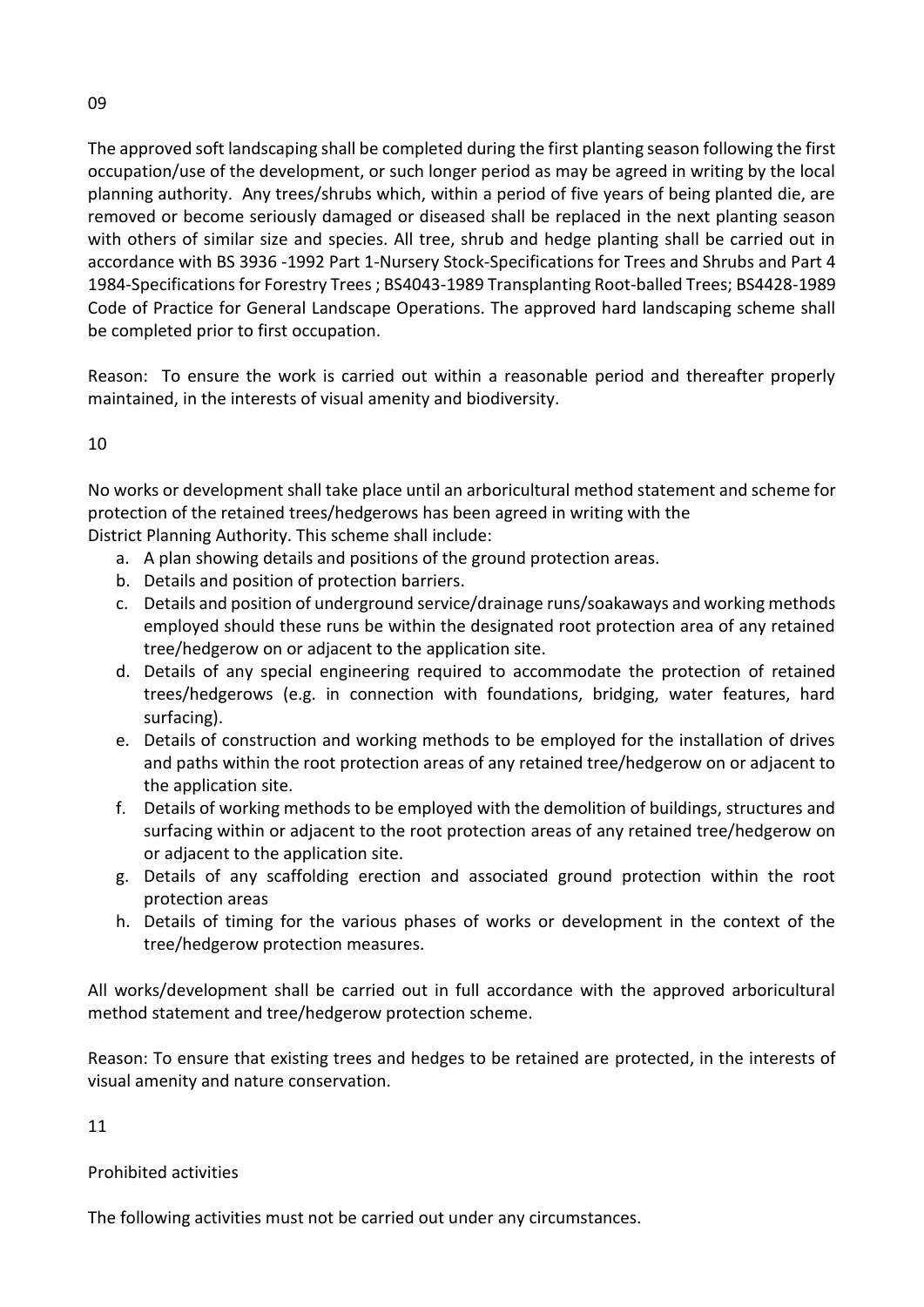09

The approved soft landscaping shall be completed during the first planting season following the first occupation/use of the development, or such longer period as may be agreed in writing by the local planning authority. Any trees/shrubs which, within a period of five years of being planted die, are removed or become seriously damaged or diseased shall be replaced in the next planting season with others of similar size and species. All tree, shrub and hedge planting shall be carried out in accordance with BS 3936 -1992 Part 1-Nursery Stock-Specifications for Trees and Shrubs and Part 4 1984-Specifications for Forestry Trees ; BS4043-1989 Transplanting Root-balled Trees; BS4428-1989 Code of Practice for General Landscape Operations. The approved hard landscaping scheme shall be completed prior to first occupation.

Reason: To ensure the work is carried out within a reasonable period and thereafter properly maintained, in the interests of visual amenity and biodiversity.

10

No works or development shall take place until an arboricultural method statement and scheme for protection of the retained trees/hedgerows has been agreed in writing with the District Planning Authority. This scheme shall include:

a. A plan showing details and positions of the ground protection areas.
b. Details and position of protection barriers.
c. Details and position of underground service/drainage runs/soakaways and working methods employed should these runs be within the designated root protection area of any retained tree/hedgerow on or adjacent to the application site.
d. Details of any special engineering required to accommodate the protection of retained trees/hedgerows (e.g. in connection with foundations, bridging, water features, hard surfacing).
e. Details of construction and working methods to be employed for the installation of drives and paths within the root protection areas of any retained tree/hedgerow on or adjacent to the application site.
f. Details of working methods to be employed with the demolition of buildings, structures and surfacing within or adjacent to the root protection areas of any retained tree/hedgerow on or adjacent to the application site.
g. Details of any scaffolding erection and associated ground protection within the root protection areas
h. Details of timing for the various phases of works or development in the context of the tree/hedgerow protection measures.

All works/development shall be carried out in full accordance with the approved arboricultural method statement and tree/hedgerow protection scheme.

Reason: To ensure that existing trees and hedges to be retained are protected, in the interests of visual amenity and nature conservation.

11

Prohibited activities

The following activities must not be carried out under any circumstances.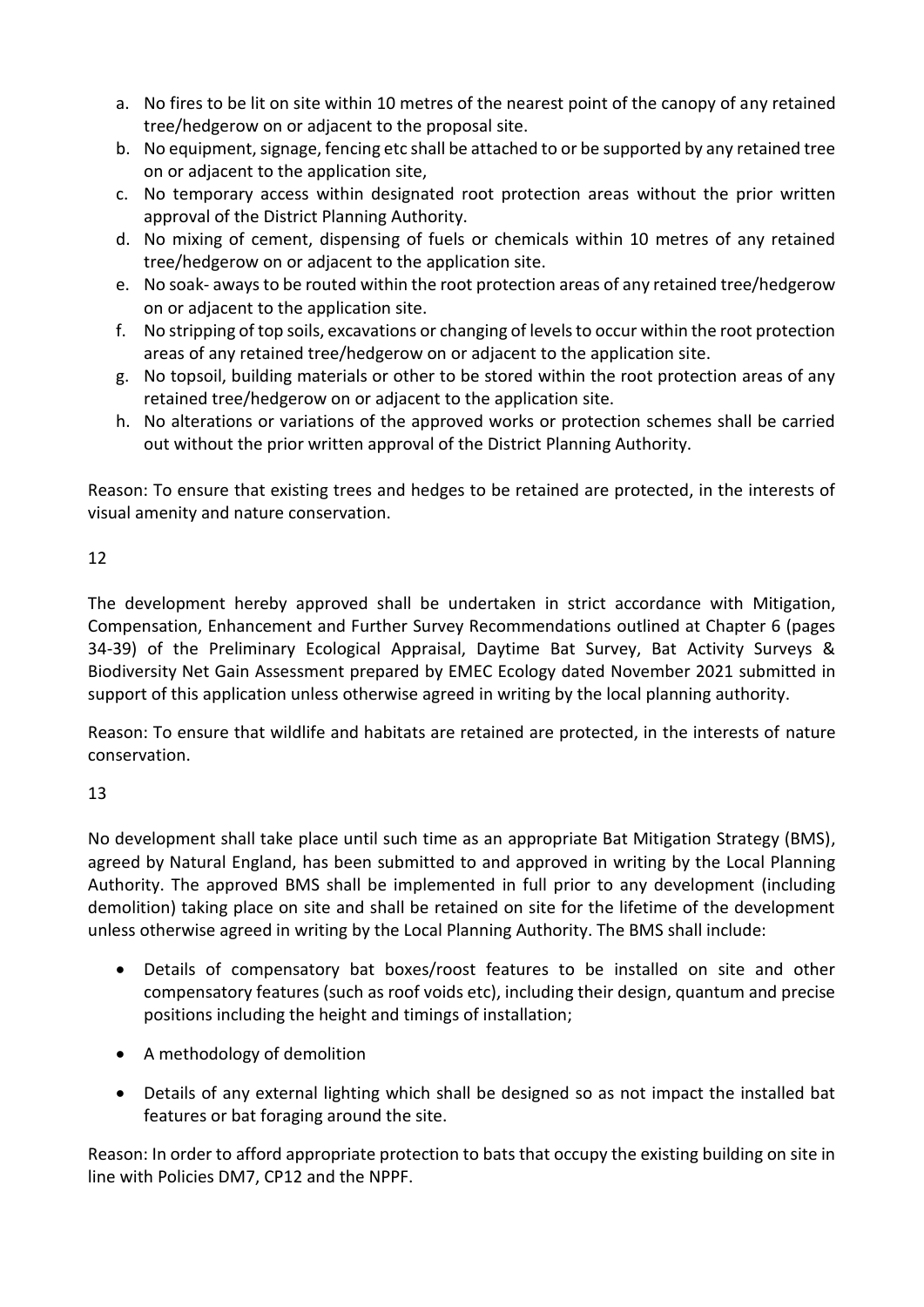a. No fires to be lit on site within 10 metres of the nearest point of the canopy of any retained tree/hedgerow on or adjacent to the proposal site.
b. No equipment, signage, fencing etc shall be attached to or be supported by any retained tree on or adjacent to the application site,
c. No temporary access within designated root protection areas without the prior written approval of the District Planning Authority.
d. No mixing of cement, dispensing of fuels or chemicals within 10 metres of any retained tree/hedgerow on or adjacent to the application site.
e. No soak- aways to be routed within the root protection areas of any retained tree/hedgerow on or adjacent to the application site.
f. No stripping of top soils, excavations or changing of levels to occur within the root protection areas of any retained tree/hedgerow on or adjacent to the application site.
g. No topsoil, building materials or other to be stored within the root protection areas of any retained tree/hedgerow on or adjacent to the application site.
h. No alterations or variations of the approved works or protection schemes shall be carried out without the prior written approval of the District Planning Authority.

Reason: To ensure that existing trees and hedges to be retained are protected, in the interests of visual amenity and nature conservation.

12

The development hereby approved shall be undertaken in strict accordance with Mitigation, Compensation, Enhancement and Further Survey Recommendations outlined at Chapter 6 (pages 34-39) of the Preliminary Ecological Appraisal, Daytime Bat Survey, Bat Activity Surveys & Biodiversity Net Gain Assessment prepared by EMEC Ecology dated November 2021 submitted in support of this application unless otherwise agreed in writing by the local planning authority.

Reason: To ensure that wildlife and habitats are retained are protected, in the interests of nature conservation.

13

No development shall take place until such time as an appropriate Bat Mitigation Strategy (BMS), agreed by Natural England, has been submitted to and approved in writing by the Local Planning Authority. The approved BMS shall be implemented in full prior to any development (including demolition) taking place on site and shall be retained on site for the lifetime of the development unless otherwise agreed in writing by the Local Planning Authority. The BMS shall include:

- Details of compensatory bat boxes/roost features to be installed on site and other compensatory features (such as roof voids etc), including their design, quantum and precise positions including the height and timings of installation;
- A methodology of demolition
- Details of any external lighting which shall be designed so as not impact the installed bat features or bat foraging around the site.

Reason: In order to afford appropriate protection to bats that occupy the existing building on site in line with Policies DM7, CP12 and the NPPF.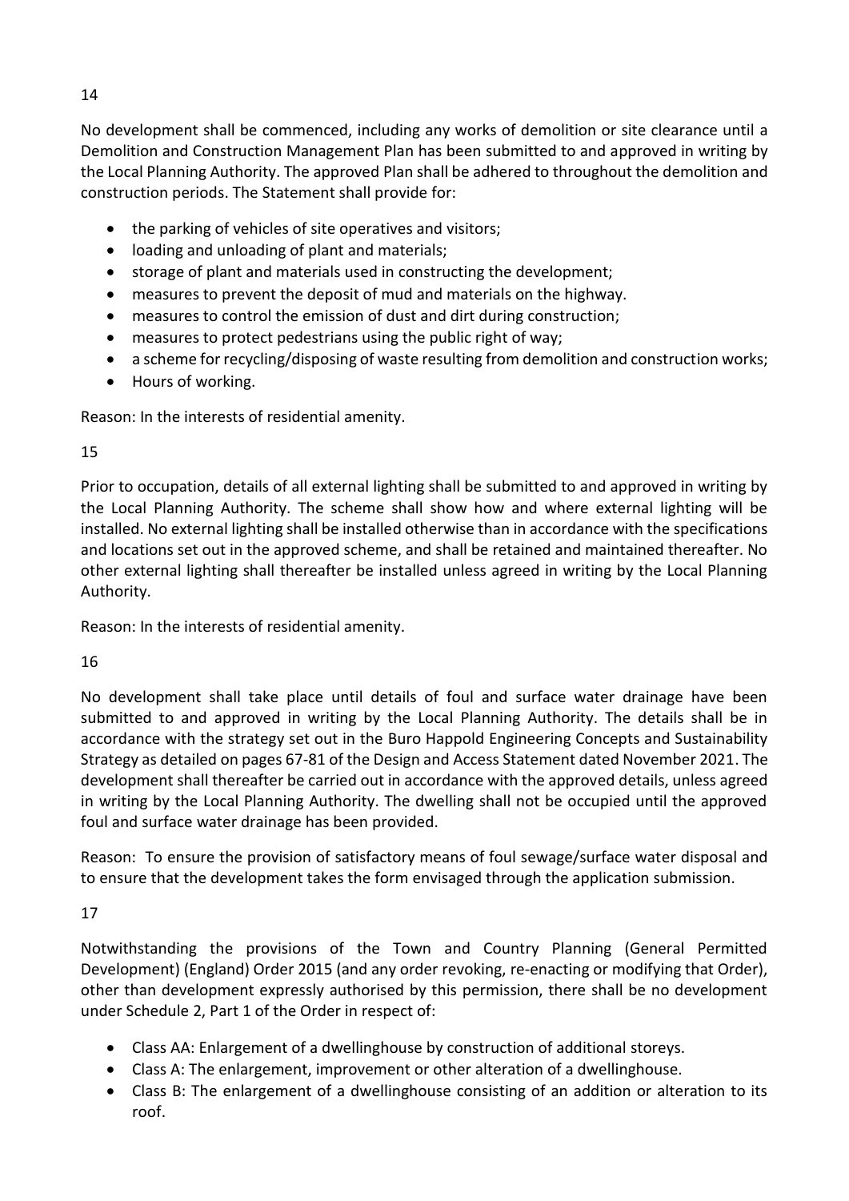14

No development shall be commenced, including any works of demolition or site clearance until a Demolition and Construction Management Plan has been submitted to and approved in writing by the Local Planning Authority. The approved Plan shall be adhered to throughout the demolition and construction periods. The Statement shall provide for:

- the parking of vehicles of site operatives and visitors;
- loading and unloading of plant and materials;
- storage of plant and materials used in constructing the development;
- measures to prevent the deposit of mud and materials on the highway.
- measures to control the emission of dust and dirt during construction;
- measures to protect pedestrians using the public right of way;
- a scheme for recycling/disposing of waste resulting from demolition and construction works;
- Hours of working.

Reason: In the interests of residential amenity.

15

Prior to occupation, details of all external lighting shall be submitted to and approved in writing by the Local Planning Authority. The scheme shall show how and where external lighting will be installed. No external lighting shall be installed otherwise than in accordance with the specifications and locations set out in the approved scheme, and shall be retained and maintained thereafter. No other external lighting shall thereafter be installed unless agreed in writing by the Local Planning Authority.

Reason: In the interests of residential amenity.

16

No development shall take place until details of foul and surface water drainage have been submitted to and approved in writing by the Local Planning Authority. The details shall be in accordance with the strategy set out in the Buro Happold Engineering Concepts and Sustainability Strategy as detailed on pages 67-81 of the Design and Access Statement dated November 2021. The development shall thereafter be carried out in accordance with the approved details, unless agreed in writing by the Local Planning Authority. The dwelling shall not be occupied until the approved foul and surface water drainage has been provided.

Reason: To ensure the provision of satisfactory means of foul sewage/surface water disposal and to ensure that the development takes the form envisaged through the application submission.

17

Notwithstanding the provisions of the Town and Country Planning (General Permitted Development) (England) Order 2015 (and any order revoking, re-enacting or modifying that Order), other than development expressly authorised by this permission, there shall be no development under Schedule 2, Part 1 of the Order in respect of:

- Class AA: Enlargement of a dwellinghouse by construction of additional storeys.
- Class A: The enlargement, improvement or other alteration of a dwellinghouse.
- Class B: The enlargement of a dwellinghouse consisting of an addition or alteration to its roof.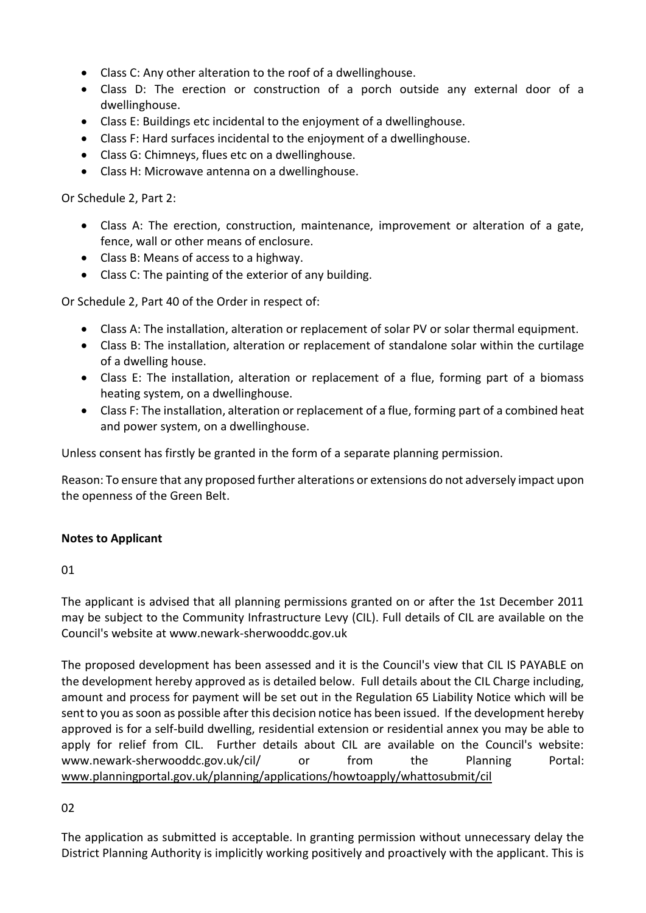- Class C: Any other alteration to the roof of a dwellinghouse.
- Class D: The erection or construction of a porch outside any external door of a dwellinghouse.
- Class E: Buildings etc incidental to the enjoyment of a dwellinghouse.
- Class F: Hard surfaces incidental to the enjoyment of a dwellinghouse.
- Class G: Chimneys, flues etc on a dwellinghouse.
- Class H: Microwave antenna on a dwellinghouse.

Or Schedule 2, Part 2:

- Class A: The erection, construction, maintenance, improvement or alteration of a gate, fence, wall or other means of enclosure.
- Class B: Means of access to a highway.
- Class C: The painting of the exterior of any building.

Or Schedule 2, Part 40 of the Order in respect of:

- Class A: The installation, alteration or replacement of solar PV or solar thermal equipment.
- Class B: The installation, alteration or replacement of standalone solar within the curtilage of a dwelling house.
- Class E: The installation, alteration or replacement of a flue, forming part of a biomass heating system, on a dwellinghouse.
- Class F: The installation, alteration or replacement of a flue, forming part of a combined heat and power system, on a dwellinghouse.

Unless consent has firstly be granted in the form of a separate planning permission.

Reason: To ensure that any proposed further alterations or extensions do not adversely impact upon the openness of the Green Belt.

**Notes to Applicant**

01

The applicant is advised that all planning permissions granted on or after the 1st December 2011 may be subject to the Community Infrastructure Levy (CIL). Full details of CIL are available on the Council's website at www.newark-sherwooddc.gov.uk

The proposed development has been assessed and it is the Council's view that CIL IS PAYABLE on the development hereby approved as is detailed below. Full details about the CIL Charge including, amount and process for payment will be set out in the Regulation 65 Liability Notice which will be sent to you as soon as possible after this decision notice has been issued. If the development hereby approved is for a self-build dwelling, residential extension or residential annex you may be able to apply for relief from CIL. Further details about CIL are available on the Council's website: www.newark-sherwooddc.gov.uk/cil/ or from the Planning Portal: www.planningportal.gov.uk/planning/applications/howtoapply/whattosubmit/cil

02

The application as submitted is acceptable. In granting permission without unnecessary delay the District Planning Authority is implicitly working positively and proactively with the applicant. This is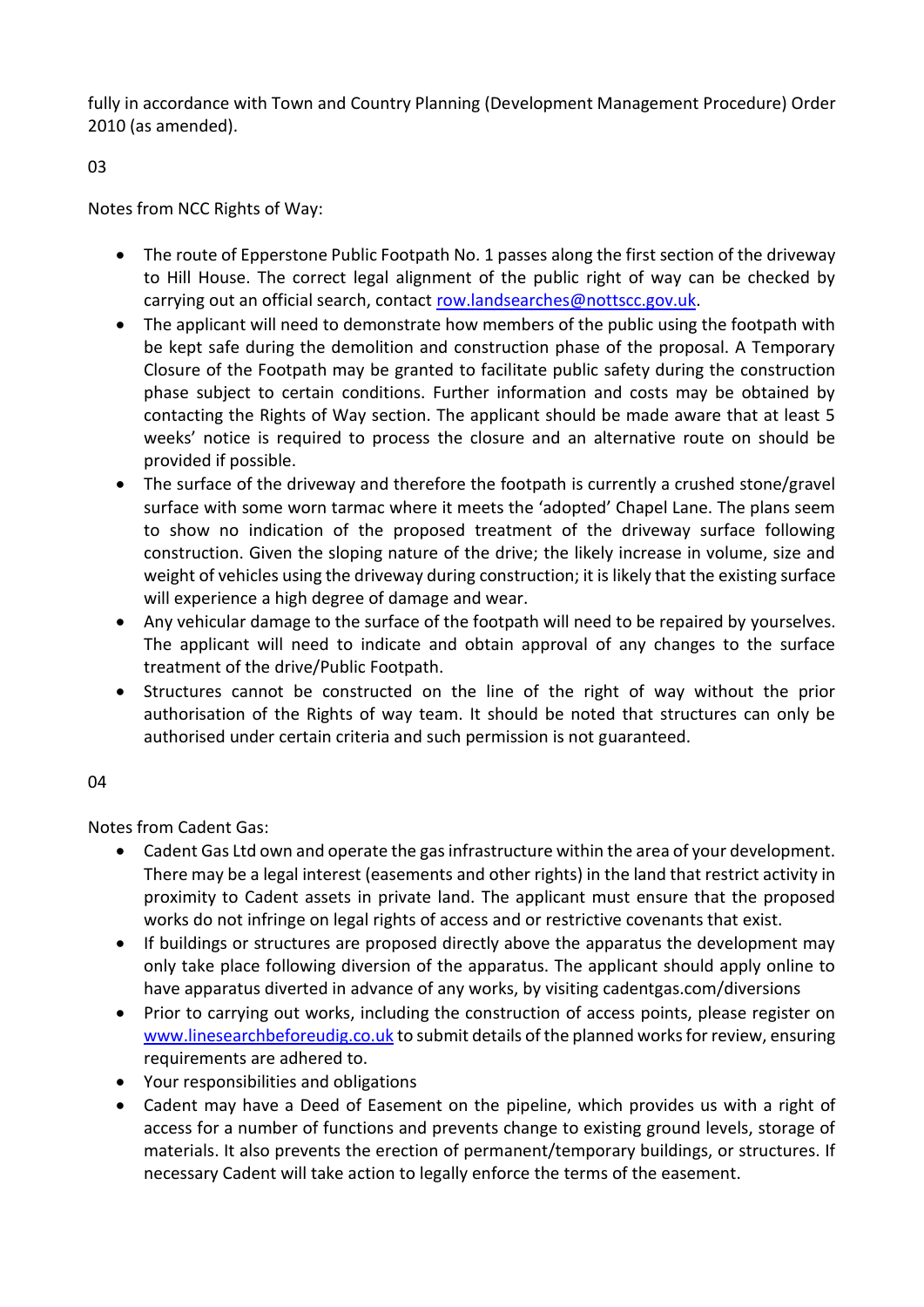fully in accordance with Town and Country Planning (Development Management Procedure) Order 2010 (as amended).

03

Notes from NCC Rights of Way:

- The route of Epperstone Public Footpath No. 1 passes along the first section of the driveway to Hill House. The correct legal alignment of the public right of way can be checked by carrying out an official search, contact row.landsearches@nottscc.gov.uk.
- The applicant will need to demonstrate how members of the public using the footpath with be kept safe during the demolition and construction phase of the proposal. A Temporary Closure of the Footpath may be granted to facilitate public safety during the construction phase subject to certain conditions. Further information and costs may be obtained by contacting the Rights of Way section. The applicant should be made aware that at least 5 weeks' notice is required to process the closure and an alternative route on should be provided if possible.
- The surface of the driveway and therefore the footpath is currently a crushed stone/gravel surface with some worn tarmac where it meets the 'adopted' Chapel Lane. The plans seem to show no indication of the proposed treatment of the driveway surface following construction. Given the sloping nature of the drive; the likely increase in volume, size and weight of vehicles using the driveway during construction; it is likely that the existing surface will experience a high degree of damage and wear.
- Any vehicular damage to the surface of the footpath will need to be repaired by yourselves. The applicant will need to indicate and obtain approval of any changes to the surface treatment of the drive/Public Footpath.
- Structures cannot be constructed on the line of the right of way without the prior authorisation of the Rights of way team. It should be noted that structures can only be authorised under certain criteria and such permission is not guaranteed.

04

Notes from Cadent Gas:

- Cadent Gas Ltd own and operate the gas infrastructure within the area of your development. There may be a legal interest (easements and other rights) in the land that restrict activity in proximity to Cadent assets in private land. The applicant must ensure that the proposed works do not infringe on legal rights of access and or restrictive covenants that exist.
- If buildings or structures are proposed directly above the apparatus the development may only take place following diversion of the apparatus. The applicant should apply online to have apparatus diverted in advance of any works, by visiting cadentgas.com/diversions
- Prior to carrying out works, including the construction of access points, please register on www.linesearchbeforeudig.co.uk to submit details of the planned works for review, ensuring requirements are adhered to.
- Your responsibilities and obligations
- Cadent may have a Deed of Easement on the pipeline, which provides us with a right of access for a number of functions and prevents change to existing ground levels, storage of materials. It also prevents the erection of permanent/temporary buildings, or structures. If necessary Cadent will take action to legally enforce the terms of the easement.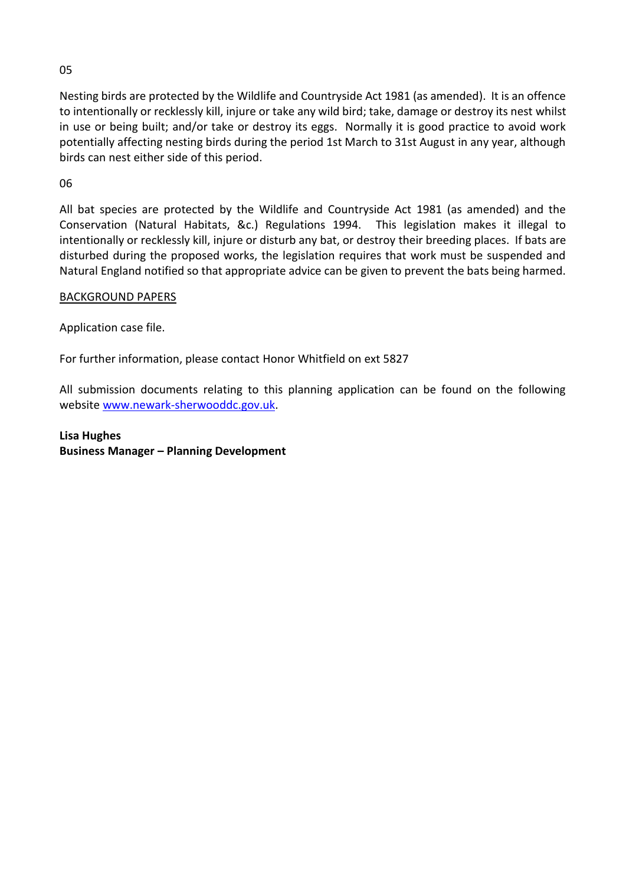05

Nesting birds are protected by the Wildlife and Countryside Act 1981 (as amended). It is an offence to intentionally or recklessly kill, injure or take any wild bird; take, damage or destroy its nest whilst in use or being built; and/or take or destroy its eggs. Normally it is good practice to avoid work potentially affecting nesting birds during the period 1st March to 31st August in any year, although birds can nest either side of this period.

06

All bat species are protected by the Wildlife and Countryside Act 1981 (as amended) and the Conservation (Natural Habitats, &c.) Regulations 1994. This legislation makes it illegal to intentionally or recklessly kill, injure or disturb any bat, or destroy their breeding places. If bats are disturbed during the proposed works, the legislation requires that work must be suspended and Natural England notified so that appropriate advice can be given to prevent the bats being harmed.

<u>BACKGROUND PAPERS</u>

Application case file.

For further information, please contact Honor Whitfield on ext 5827

All submission documents relating to this planning application can be found on the following website [www.newark-sherwooddc.gov.uk](http://www.newark-sherwooddc.gov.uk).

**Lisa Hughes**
**Business Manager – Planning Development**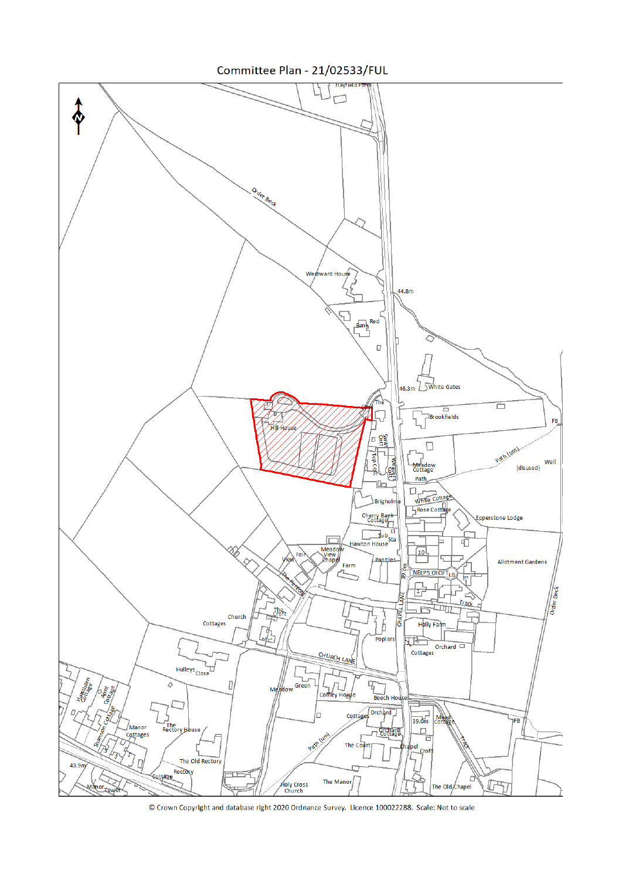# Committee Plan - 21/02533/FUL

© Crown Copyright and database right 2020 Ordnance Survey. Licence 100022288. Scale: Not to scale